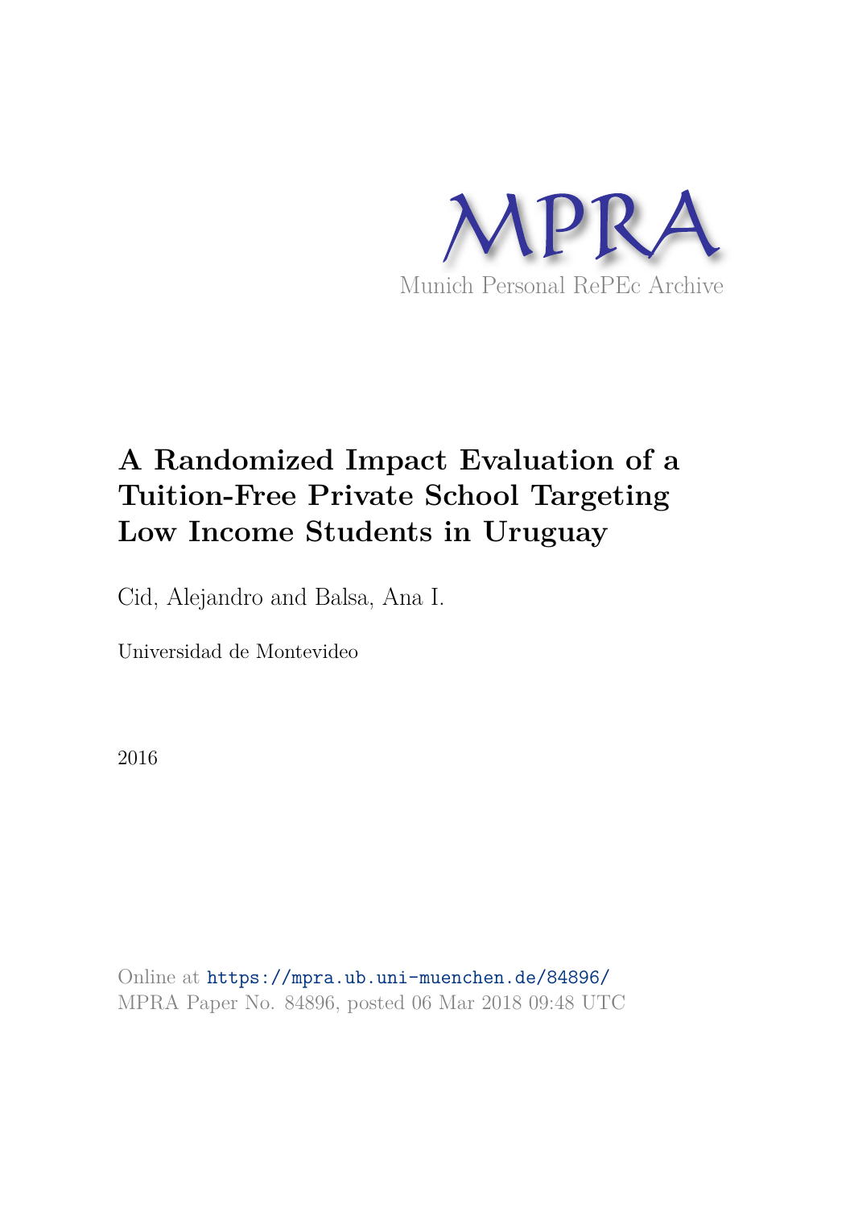MPRA

Munich Personal RePEc Archive

# A Randomized Impact Evaluation of a Tuition-Free Private School Targeting Low Income Students in Uruguay

Cid, Alejandro and Balsa, Ana I.

Universidad de Montevideo

2016

Online at https://mpra.ub.uni-muenchen.de/84896/
MPRA Paper No. 84896, posted 06 Mar 2018 09:48 UTC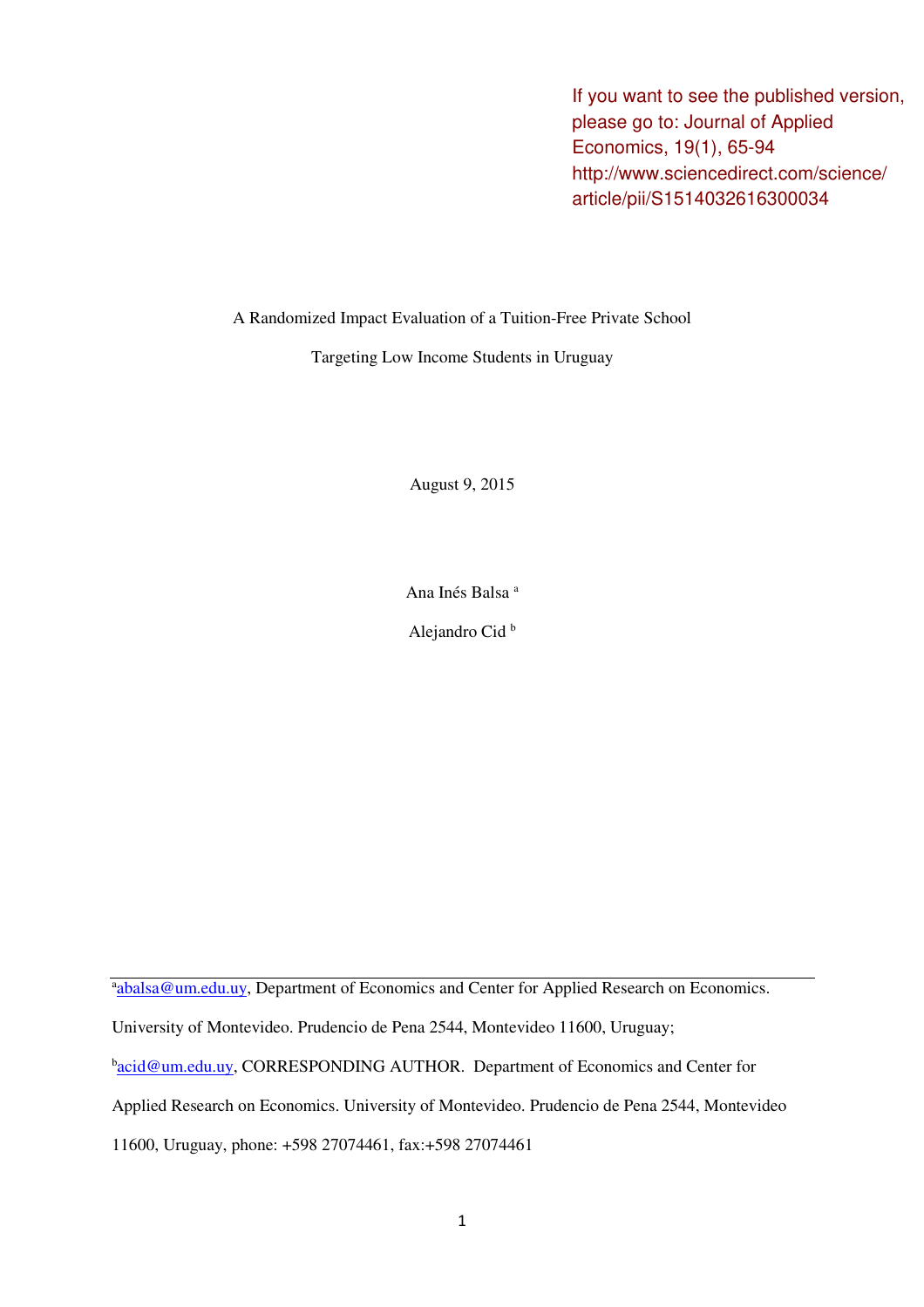If you want to see the published version, please go to: Journal of Applied Economics, 19(1), 65-94 http://www.sciencedirect.com/science/article/pii/S1514032616300034

A Randomized Impact Evaluation of a Tuition-Free Private School Targeting Low Income Students in Uruguay

August 9, 2015

Ana Inés Balsa [a]

Alejandro Cid [b]

---

[a]abalsa@um.edu.uy, Department of Economics and Center for Applied Research on Economics. University of Montevideo. Prudencio de Pena 2544, Montevideo 11600, Uruguay;

[b]acid@um.edu.uy, CORRESPONDING AUTHOR. Department of Economics and Center for Applied Research on Economics. University of Montevideo. Prudencio de Pena 2544, Montevideo 11600, Uruguay, phone: +598 27074461, fax:+598 27074461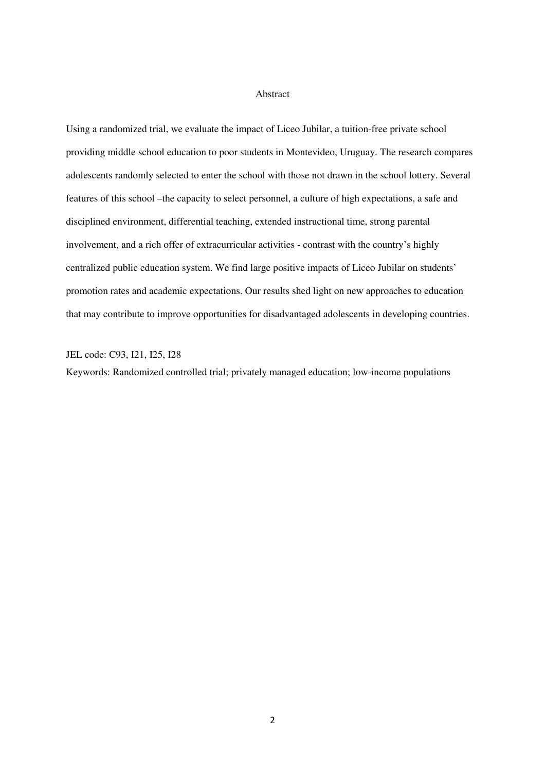## Abstract

Using a randomized trial, we evaluate the impact of Liceo Jubilar, a tuition-free private school providing middle school education to poor students in Montevideo, Uruguay. The research compares adolescents randomly selected to enter the school with those not drawn in the school lottery. Several features of this school –the capacity to select personnel, a culture of high expectations, a safe and disciplined environment, differential teaching, extended instructional time, strong parental involvement, and a rich offer of extracurricular activities - contrast with the country's highly centralized public education system. We find large positive impacts of Liceo Jubilar on students' promotion rates and academic expectations. Our results shed light on new approaches to education that may contribute to improve opportunities for disadvantaged adolescents in developing countries.

JEL code: C93, I21, I25, I28

Keywords: Randomized controlled trial; privately managed education; low-income populations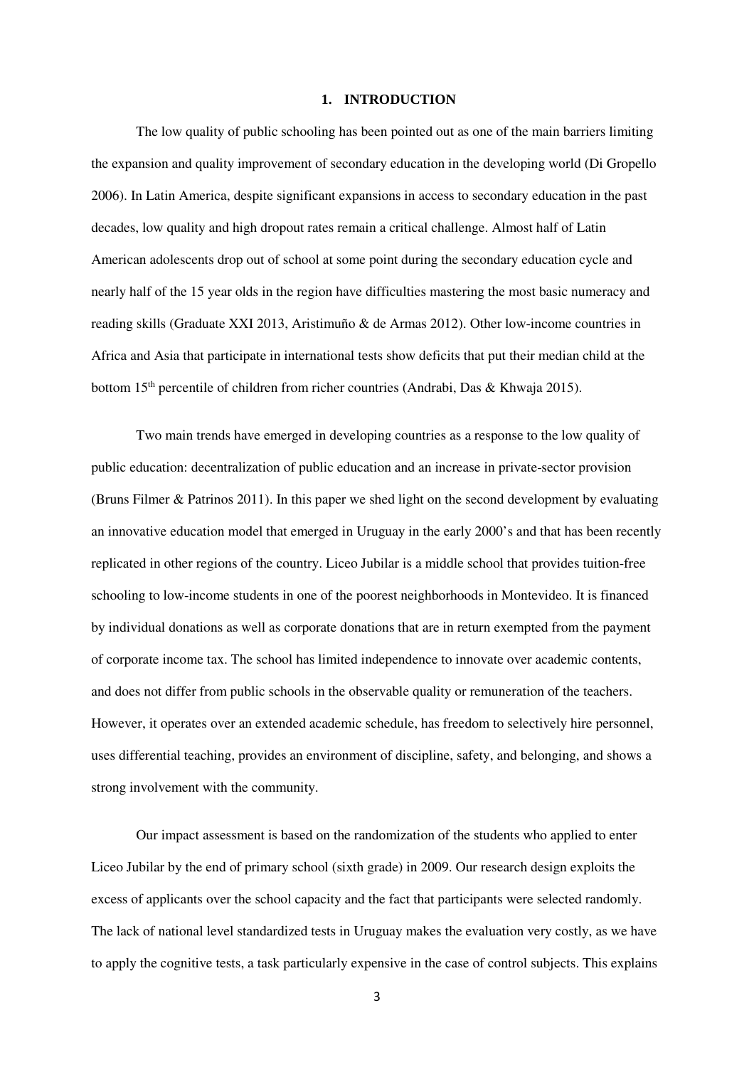# 1. INTRODUCTION

The low quality of public schooling has been pointed out as one of the main barriers limiting the expansion and quality improvement of secondary education in the developing world (Di Gropello 2006). In Latin America, despite significant expansions in access to secondary education in the past decades, low quality and high dropout rates remain a critical challenge. Almost half of Latin American adolescents drop out of school at some point during the secondary education cycle and nearly half of the 15 year olds in the region have difficulties mastering the most basic numeracy and reading skills (Graduate XXI 2013, Aristimuño & de Armas 2012). Other low-income countries in Africa and Asia that participate in international tests show deficits that put their median child at the bottom 15th percentile of children from richer countries (Andrabi, Das & Khwaja 2015).

Two main trends have emerged in developing countries as a response to the low quality of public education: decentralization of public education and an increase in private-sector provision (Bruns Filmer & Patrinos 2011). In this paper we shed light on the second development by evaluating an innovative education model that emerged in Uruguay in the early 2000's and that has been recently replicated in other regions of the country. Liceo Jubilar is a middle school that provides tuition-free schooling to low-income students in one of the poorest neighborhoods in Montevideo. It is financed by individual donations as well as corporate donations that are in return exempted from the payment of corporate income tax. The school has limited independence to innovate over academic contents, and does not differ from public schools in the observable quality or remuneration of the teachers. However, it operates over an extended academic schedule, has freedom to selectively hire personnel, uses differential teaching, provides an environment of discipline, safety, and belonging, and shows a strong involvement with the community.

Our impact assessment is based on the randomization of the students who applied to enter Liceo Jubilar by the end of primary school (sixth grade) in 2009. Our research design exploits the excess of applicants over the school capacity and the fact that participants were selected randomly. The lack of national level standardized tests in Uruguay makes the evaluation very costly, as we have to apply the cognitive tests, a task particularly expensive in the case of control subjects. This explains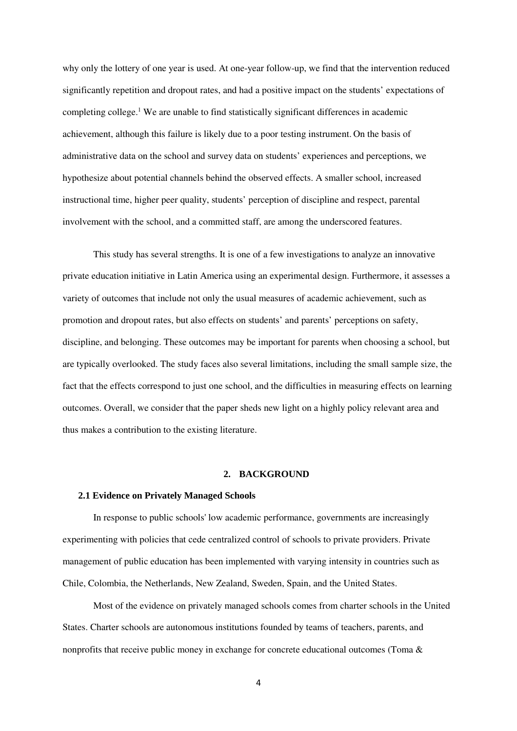why only the lottery of one year is used. At one-year follow-up, we find that the intervention reduced significantly repetition and dropout rates, and had a positive impact on the students' expectations of completing college.[1] We are unable to find statistically significant differences in academic achievement, although this failure is likely due to a poor testing instrument. On the basis of administrative data on the school and survey data on students' experiences and perceptions, we hypothesize about potential channels behind the observed effects. A smaller school, increased instructional time, higher peer quality, students' perception of discipline and respect, parental involvement with the school, and a committed staff, are among the underscored features.

This study has several strengths. It is one of a few investigations to analyze an innovative private education initiative in Latin America using an experimental design. Furthermore, it assesses a variety of outcomes that include not only the usual measures of academic achievement, such as promotion and dropout rates, but also effects on students' and parents' perceptions on safety, discipline, and belonging. These outcomes may be important for parents when choosing a school, but are typically overlooked. The study faces also several limitations, including the small sample size, the fact that the effects correspond to just one school, and the difficulties in measuring effects on learning outcomes. Overall, we consider that the paper sheds new light on a highly policy relevant area and thus makes a contribution to the existing literature.

## 2. BACKGROUND

### 2.1 Evidence on Privately Managed Schools

In response to public schools' low academic performance, governments are increasingly experimenting with policies that cede centralized control of schools to private providers. Private management of public education has been implemented with varying intensity in countries such as Chile, Colombia, the Netherlands, New Zealand, Sweden, Spain, and the United States.

Most of the evidence on privately managed schools comes from charter schools in the United States. Charter schools are autonomous institutions founded by teams of teachers, parents, and nonprofits that receive public money in exchange for concrete educational outcomes (Toma &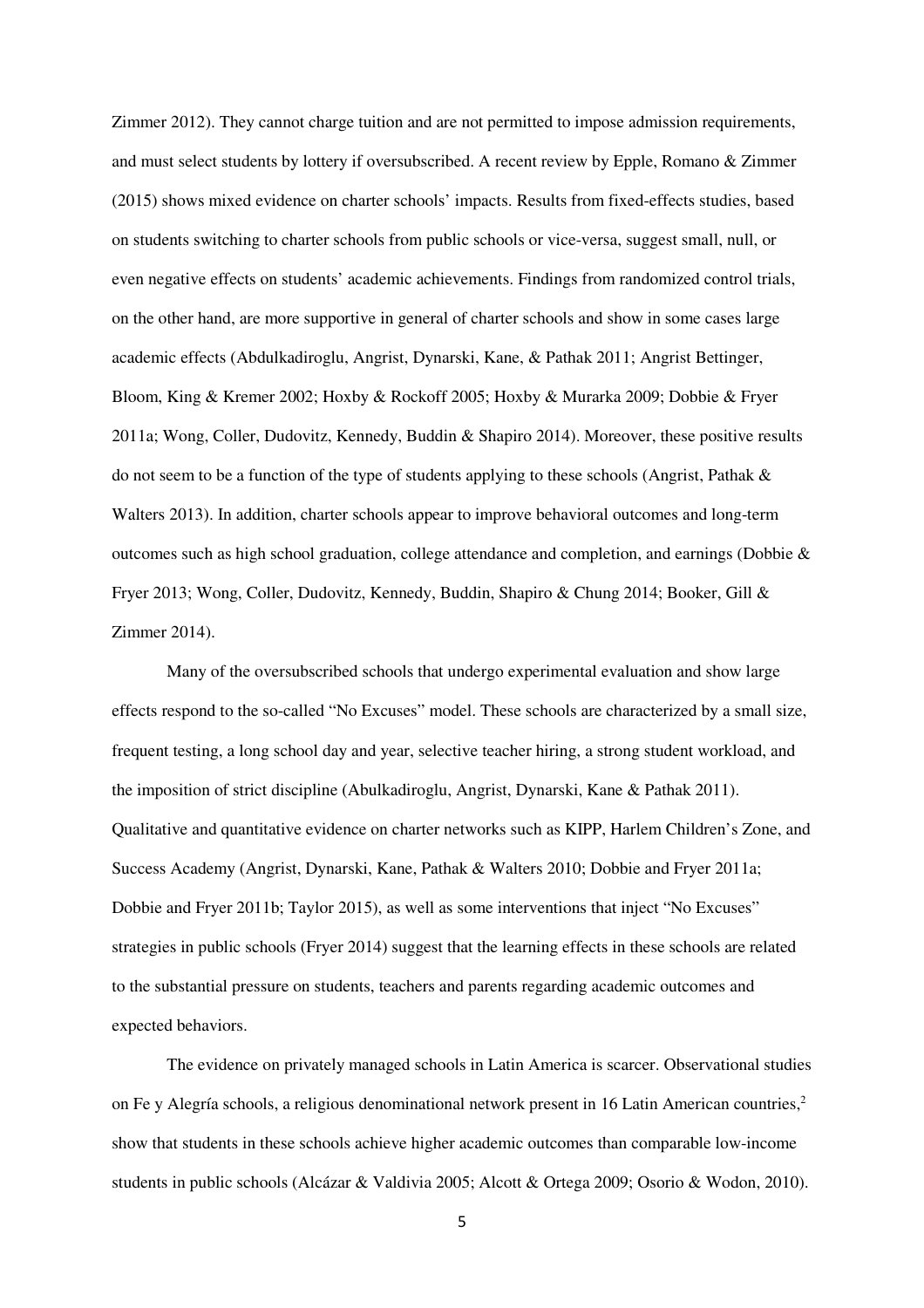Zimmer 2012). They cannot charge tuition and are not permitted to impose admission requirements, and must select students by lottery if oversubscribed. A recent review by Epple, Romano & Zimmer (2015) shows mixed evidence on charter schools' impacts. Results from fixed-effects studies, based on students switching to charter schools from public schools or vice-versa, suggest small, null, or even negative effects on students' academic achievements. Findings from randomized control trials, on the other hand, are more supportive in general of charter schools and show in some cases large academic effects (Abdulkadiroglu, Angrist, Dynarski, Kane, & Pathak 2011; Angrist Bettinger, Bloom, King & Kremer 2002; Hoxby & Rockoff 2005; Hoxby & Murarka 2009; Dobbie & Fryer 2011a; Wong, Coller, Dudovitz, Kennedy, Buddin & Shapiro 2014). Moreover, these positive results do not seem to be a function of the type of students applying to these schools (Angrist, Pathak & Walters 2013). In addition, charter schools appear to improve behavioral outcomes and long-term outcomes such as high school graduation, college attendance and completion, and earnings (Dobbie & Fryer 2013; Wong, Coller, Dudovitz, Kennedy, Buddin, Shapiro & Chung 2014; Booker, Gill & Zimmer 2014).

Many of the oversubscribed schools that undergo experimental evaluation and show large effects respond to the so-called "No Excuses" model. These schools are characterized by a small size, frequent testing, a long school day and year, selective teacher hiring, a strong student workload, and the imposition of strict discipline (Abulkadiroglu, Angrist, Dynarski, Kane & Pathak 2011). Qualitative and quantitative evidence on charter networks such as KIPP, Harlem Children's Zone, and Success Academy (Angrist, Dynarski, Kane, Pathak & Walters 2010; Dobbie and Fryer 2011a; Dobbie and Fryer 2011b; Taylor 2015), as well as some interventions that inject "No Excuses" strategies in public schools (Fryer 2014) suggest that the learning effects in these schools are related to the substantial pressure on students, teachers and parents regarding academic outcomes and expected behaviors.

The evidence on privately managed schools in Latin America is scarcer. Observational studies on Fe y Alegría schools, a religious denominational network present in 16 Latin American countries,[2] show that students in these schools achieve higher academic outcomes than comparable low-income students in public schools (Alcázar & Valdivia 2005; Alcott & Ortega 2009; Osorio & Wodon, 2010).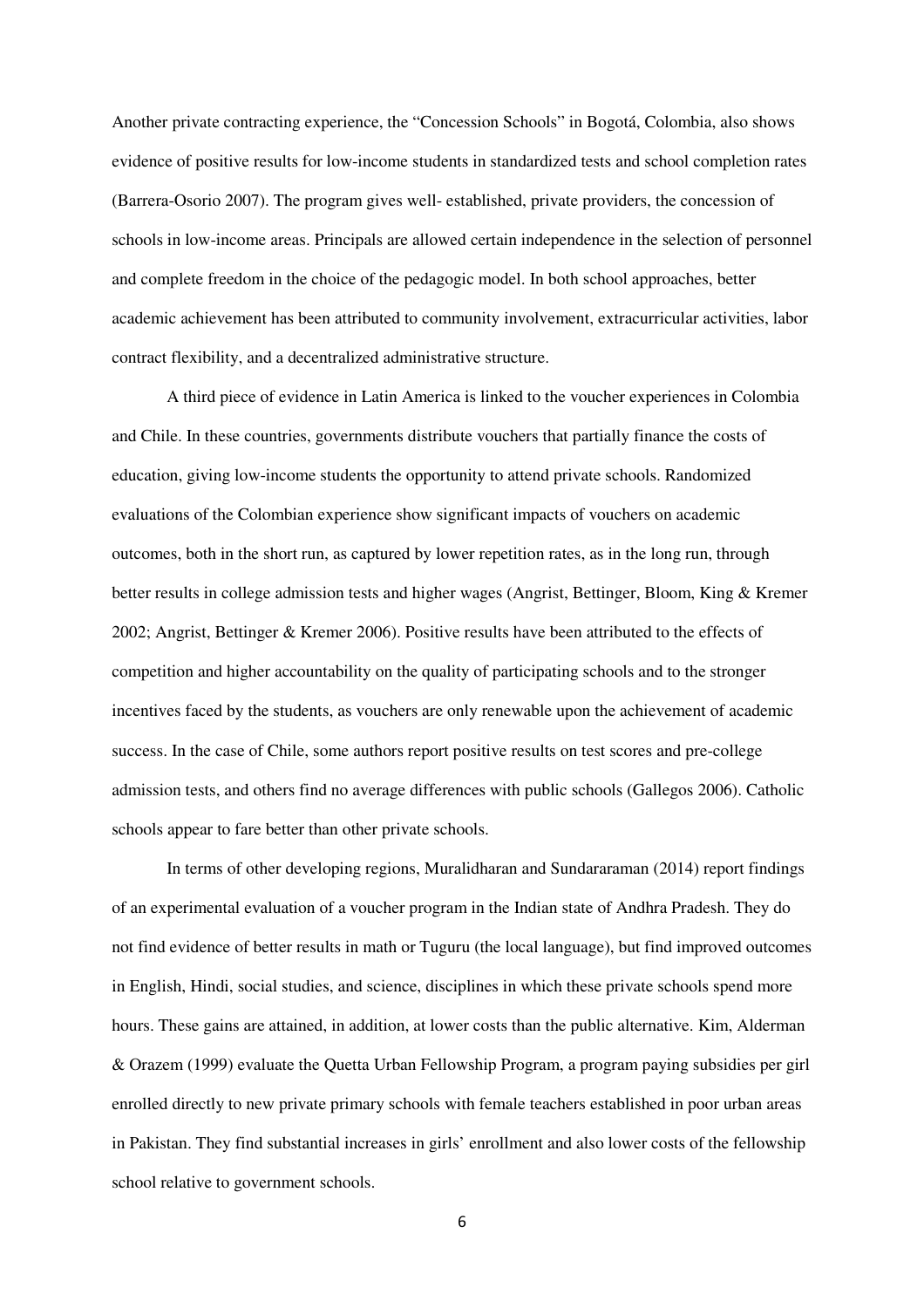Another private contracting experience, the "Concession Schools" in Bogotá, Colombia, also shows evidence of positive results for low-income students in standardized tests and school completion rates (Barrera-Osorio 2007). The program gives well- established, private providers, the concession of schools in low-income areas. Principals are allowed certain independence in the selection of personnel and complete freedom in the choice of the pedagogic model. In both school approaches, better academic achievement has been attributed to community involvement, extracurricular activities, labor contract flexibility, and a decentralized administrative structure.

A third piece of evidence in Latin America is linked to the voucher experiences in Colombia and Chile. In these countries, governments distribute vouchers that partially finance the costs of education, giving low-income students the opportunity to attend private schools. Randomized evaluations of the Colombian experience show significant impacts of vouchers on academic outcomes, both in the short run, as captured by lower repetition rates, as in the long run, through better results in college admission tests and higher wages (Angrist, Bettinger, Bloom, King & Kremer 2002; Angrist, Bettinger & Kremer 2006). Positive results have been attributed to the effects of competition and higher accountability on the quality of participating schools and to the stronger incentives faced by the students, as vouchers are only renewable upon the achievement of academic success. In the case of Chile, some authors report positive results on test scores and pre-college admission tests, and others find no average differences with public schools (Gallegos 2006). Catholic schools appear to fare better than other private schools.

In terms of other developing regions, Muralidharan and Sundararaman (2014) report findings of an experimental evaluation of a voucher program in the Indian state of Andhra Pradesh. They do not find evidence of better results in math or Tuguru (the local language), but find improved outcomes in English, Hindi, social studies, and science, disciplines in which these private schools spend more hours. These gains are attained, in addition, at lower costs than the public alternative. Kim, Alderman & Orazem (1999) evaluate the Quetta Urban Fellowship Program, a program paying subsidies per girl enrolled directly to new private primary schools with female teachers established in poor urban areas in Pakistan. They find substantial increases in girls' enrollment and also lower costs of the fellowship school relative to government schools.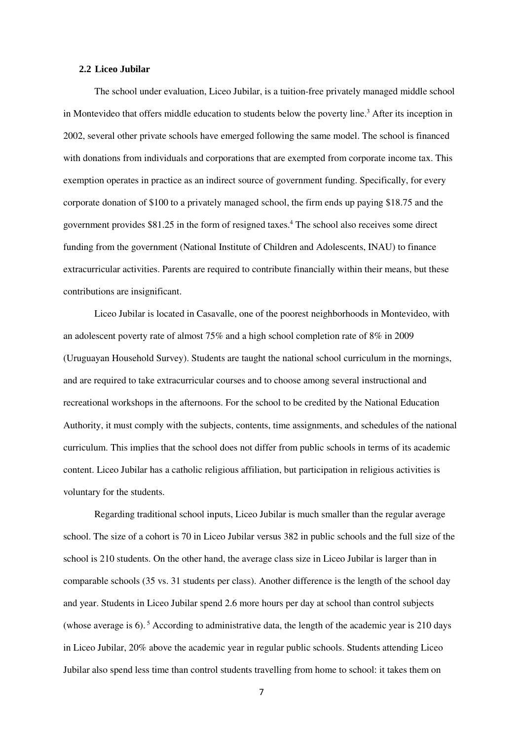### 2.2 Liceo Jubilar

The school under evaluation, Liceo Jubilar, is a tuition-free privately managed middle school in Montevideo that offers middle education to students below the poverty line.[3] After its inception in 2002, several other private schools have emerged following the same model. The school is financed with donations from individuals and corporations that are exempted from corporate income tax. This exemption operates in practice as an indirect source of government funding. Specifically, for every corporate donation of $100 to a privately managed school, the firm ends up paying $18.75 and the government provides $81.25 in the form of resigned taxes.[4] The school also receives some direct funding from the government (National Institute of Children and Adolescents, INAU) to finance extracurricular activities. Parents are required to contribute financially within their means, but these contributions are insignificant.

Liceo Jubilar is located in Casavalle, one of the poorest neighborhoods in Montevideo, with an adolescent poverty rate of almost 75% and a high school completion rate of 8% in 2009 (Uruguayan Household Survey). Students are taught the national school curriculum in the mornings, and are required to take extracurricular courses and to choose among several instructional and recreational workshops in the afternoons. For the school to be credited by the National Education Authority, it must comply with the subjects, contents, time assignments, and schedules of the national curriculum. This implies that the school does not differ from public schools in terms of its academic content. Liceo Jubilar has a catholic religious affiliation, but participation in religious activities is voluntary for the students.

Regarding traditional school inputs, Liceo Jubilar is much smaller than the regular average school. The size of a cohort is 70 in Liceo Jubilar versus 382 in public schools and the full size of the school is 210 students. On the other hand, the average class size in Liceo Jubilar is larger than in comparable schools (35 vs. 31 students per class). Another difference is the length of the school day and year. Students in Liceo Jubilar spend 2.6 more hours per day at school than control subjects (whose average is 6).[5] According to administrative data, the length of the academic year is 210 days in Liceo Jubilar, 20% above the academic year in regular public schools. Students attending Liceo Jubilar also spend less time than control students travelling from home to school: it takes them on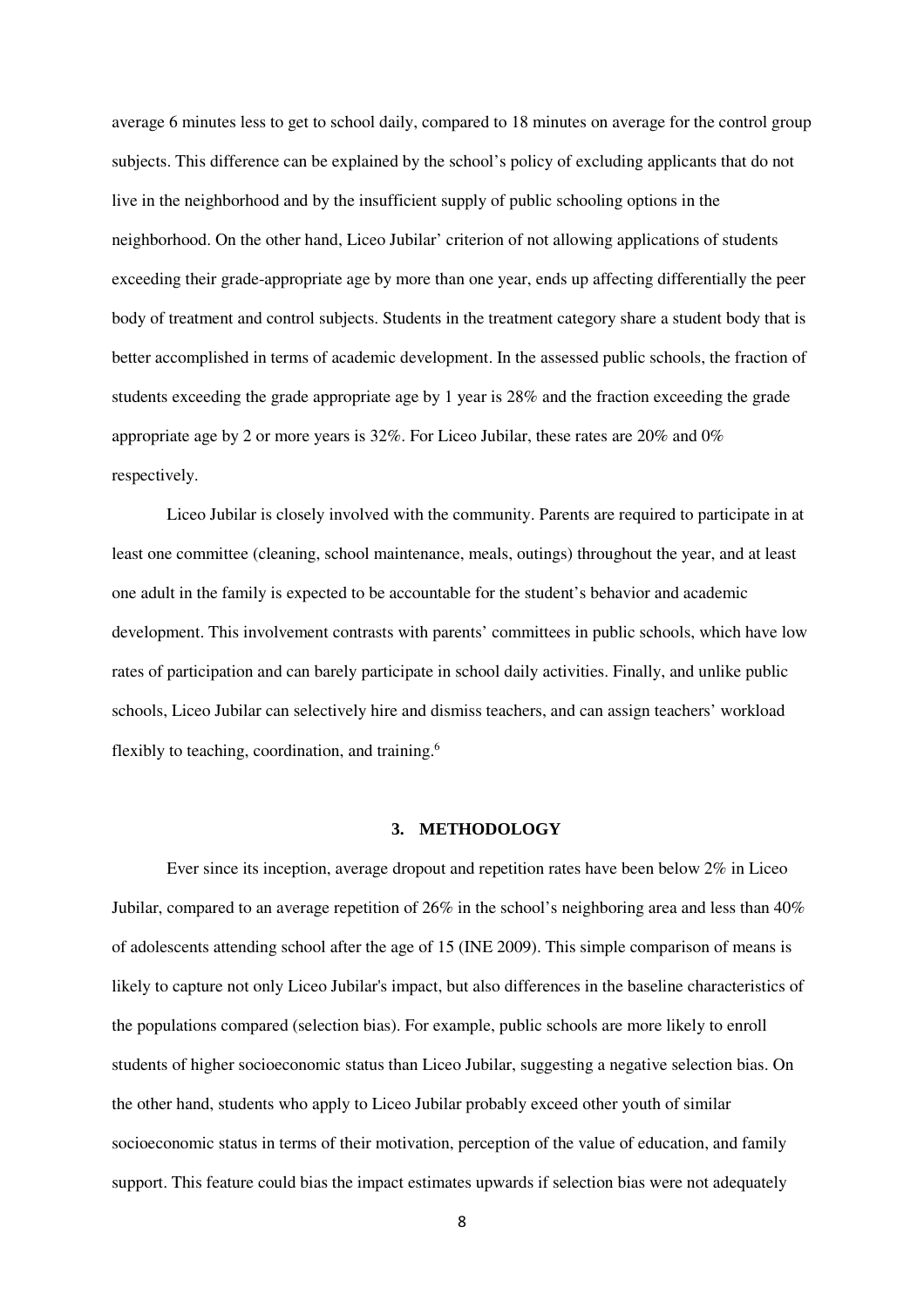average 6 minutes less to get to school daily, compared to 18 minutes on average for the control group subjects. This difference can be explained by the school's policy of excluding applicants that do not live in the neighborhood and by the insufficient supply of public schooling options in the neighborhood. On the other hand, Liceo Jubilar' criterion of not allowing applications of students exceeding their grade-appropriate age by more than one year, ends up affecting differentially the peer body of treatment and control subjects. Students in the treatment category share a student body that is better accomplished in terms of academic development. In the assessed public schools, the fraction of students exceeding the grade appropriate age by 1 year is 28% and the fraction exceeding the grade appropriate age by 2 or more years is 32%. For Liceo Jubilar, these rates are 20% and 0% respectively.

Liceo Jubilar is closely involved with the community. Parents are required to participate in at least one committee (cleaning, school maintenance, meals, outings) throughout the year, and at least one adult in the family is expected to be accountable for the student's behavior and academic development. This involvement contrasts with parents' committees in public schools, which have low rates of participation and can barely participate in school daily activities. Finally, and unlike public schools, Liceo Jubilar can selectively hire and dismiss teachers, and can assign teachers' workload flexibly to teaching, coordination, and training.[6]

## 3. METHODOLOGY

Ever since its inception, average dropout and repetition rates have been below 2% in Liceo Jubilar, compared to an average repetition of 26% in the school's neighboring area and less than 40% of adolescents attending school after the age of 15 (INE 2009). This simple comparison of means is likely to capture not only Liceo Jubilar's impact, but also differences in the baseline characteristics of the populations compared (selection bias). For example, public schools are more likely to enroll students of higher socioeconomic status than Liceo Jubilar, suggesting a negative selection bias. On the other hand, students who apply to Liceo Jubilar probably exceed other youth of similar socioeconomic status in terms of their motivation, perception of the value of education, and family support. This feature could bias the impact estimates upwards if selection bias were not adequately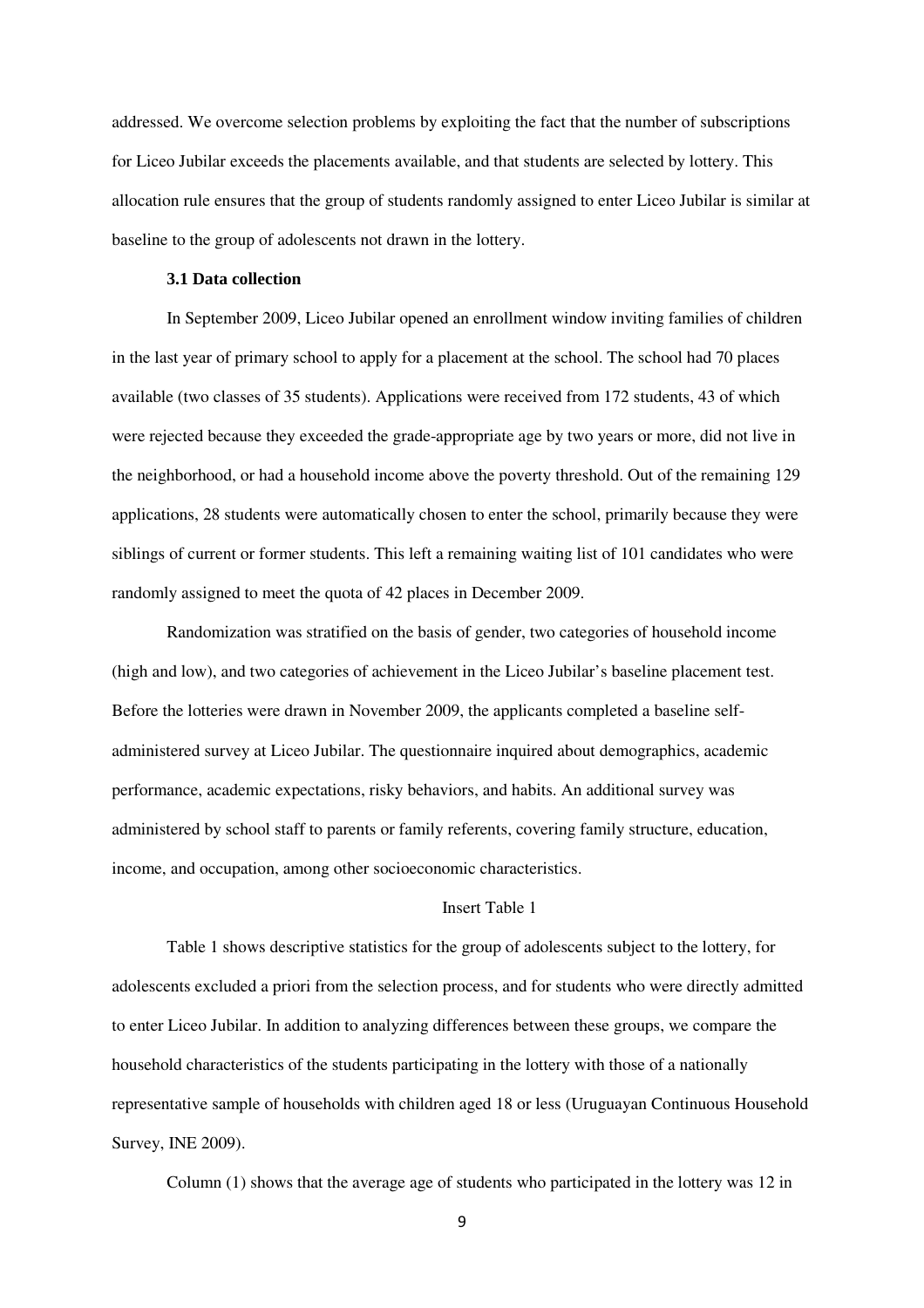addressed. We overcome selection problems by exploiting the fact that the number of subscriptions for Liceo Jubilar exceeds the placements available, and that students are selected by lottery. This allocation rule ensures that the group of students randomly assigned to enter Liceo Jubilar is similar at baseline to the group of adolescents not drawn in the lottery.

### 3.1 Data collection

In September 2009, Liceo Jubilar opened an enrollment window inviting families of children in the last year of primary school to apply for a placement at the school. The school had 70 places available (two classes of 35 students). Applications were received from 172 students, 43 of which were rejected because they exceeded the grade-appropriate age by two years or more, did not live in the neighborhood, or had a household income above the poverty threshold. Out of the remaining 129 applications, 28 students were automatically chosen to enter the school, primarily because they were siblings of current or former students. This left a remaining waiting list of 101 candidates who were randomly assigned to meet the quota of 42 places in December 2009.

Randomization was stratified on the basis of gender, two categories of household income (high and low), and two categories of achievement in the Liceo Jubilar's baseline placement test. Before the lotteries were drawn in November 2009, the applicants completed a baseline self-administered survey at Liceo Jubilar. The questionnaire inquired about demographics, academic performance, academic expectations, risky behaviors, and habits. An additional survey was administered by school staff to parents or family referents, covering family structure, education, income, and occupation, among other socioeconomic characteristics.

Insert Table 1

Table 1 shows descriptive statistics for the group of adolescents subject to the lottery, for adolescents excluded a priori from the selection process, and for students who were directly admitted to enter Liceo Jubilar. In addition to analyzing differences between these groups, we compare the household characteristics of the students participating in the lottery with those of a nationally representative sample of households with children aged 18 or less (Uruguayan Continuous Household Survey, INE 2009).

Column (1) shows that the average age of students who participated in the lottery was 12 in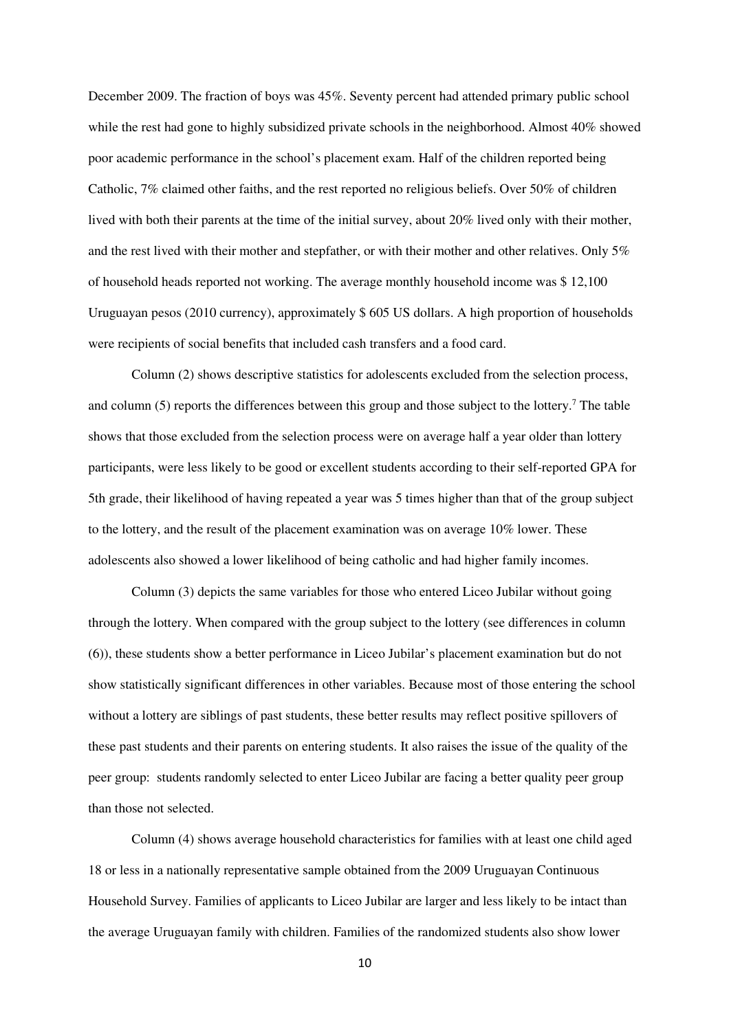December 2009. The fraction of boys was 45%. Seventy percent had attended primary public school while the rest had gone to highly subsidized private schools in the neighborhood. Almost 40% showed poor academic performance in the school's placement exam. Half of the children reported being Catholic, 7% claimed other faiths, and the rest reported no religious beliefs. Over 50% of children lived with both their parents at the time of the initial survey, about 20% lived only with their mother, and the rest lived with their mother and stepfather, or with their mother and other relatives. Only 5% of household heads reported not working. The average monthly household income was $ 12,100 Uruguayan pesos (2010 currency), approximately $ 605 US dollars. A high proportion of households were recipients of social benefits that included cash transfers and a food card.

Column (2) shows descriptive statistics for adolescents excluded from the selection process, and column (5) reports the differences between this group and those subject to the lottery.[7] The table shows that those excluded from the selection process were on average half a year older than lottery participants, were less likely to be good or excellent students according to their self-reported GPA for 5th grade, their likelihood of having repeated a year was 5 times higher than that of the group subject to the lottery, and the result of the placement examination was on average 10% lower. These adolescents also showed a lower likelihood of being catholic and had higher family incomes.

Column (3) depicts the same variables for those who entered Liceo Jubilar without going through the lottery. When compared with the group subject to the lottery (see differences in column (6)), these students show a better performance in Liceo Jubilar's placement examination but do not show statistically significant differences in other variables. Because most of those entering the school without a lottery are siblings of past students, these better results may reflect positive spillovers of these past students and their parents on entering students. It also raises the issue of the quality of the peer group: students randomly selected to enter Liceo Jubilar are facing a better quality peer group than those not selected.

Column (4) shows average household characteristics for families with at least one child aged 18 or less in a nationally representative sample obtained from the 2009 Uruguayan Continuous Household Survey. Families of applicants to Liceo Jubilar are larger and less likely to be intact than the average Uruguayan family with children. Families of the randomized students also show lower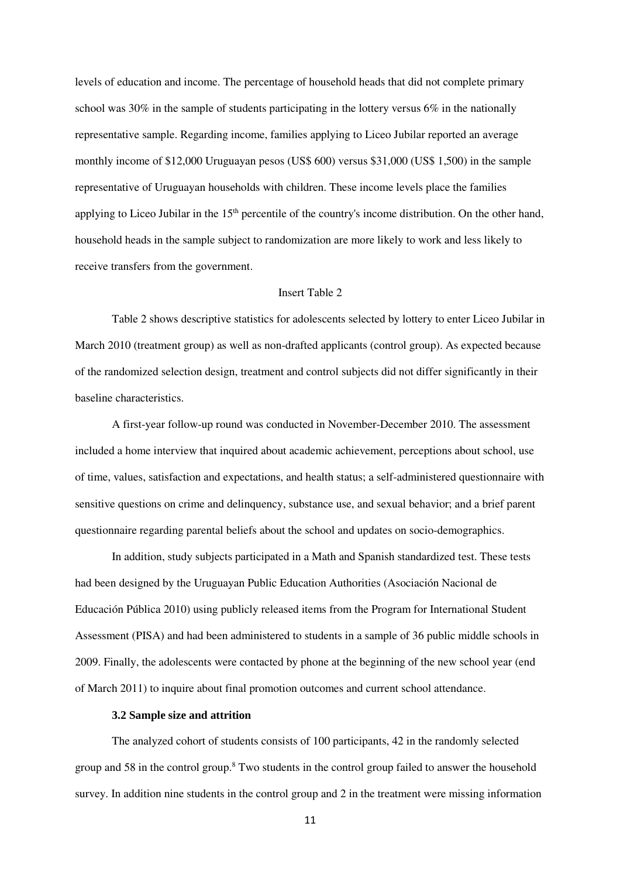levels of education and income. The percentage of household heads that did not complete primary school was 30% in the sample of students participating in the lottery versus 6% in the nationally representative sample. Regarding income, families applying to Liceo Jubilar reported an average monthly income of $12,000 Uruguayan pesos (US$ 600) versus $31,000 (US$ 1,500) in the sample representative of Uruguayan households with children. These income levels place the families applying to Liceo Jubilar in the 15th percentile of the country's income distribution. On the other hand, household heads in the sample subject to randomization are more likely to work and less likely to receive transfers from the government.

Insert Table 2

Table 2 shows descriptive statistics for adolescents selected by lottery to enter Liceo Jubilar in March 2010 (treatment group) as well as non-drafted applicants (control group). As expected because of the randomized selection design, treatment and control subjects did not differ significantly in their baseline characteristics.

A first-year follow-up round was conducted in November-December 2010. The assessment included a home interview that inquired about academic achievement, perceptions about school, use of time, values, satisfaction and expectations, and health status; a self-administered questionnaire with sensitive questions on crime and delinquency, substance use, and sexual behavior; and a brief parent questionnaire regarding parental beliefs about the school and updates on socio-demographics.

In addition, study subjects participated in a Math and Spanish standardized test. These tests had been designed by the Uruguayan Public Education Authorities (Asociación Nacional de Educación Pública 2010) using publicly released items from the Program for International Student Assessment (PISA) and had been administered to students in a sample of 36 public middle schools in 2009. Finally, the adolescents were contacted by phone at the beginning of the new school year (end of March 2011) to inquire about final promotion outcomes and current school attendance.

### 3.2 Sample size and attrition

The analyzed cohort of students consists of 100 participants, 42 in the randomly selected group and 58 in the control group.[8] Two students in the control group failed to answer the household survey. In addition nine students in the control group and 2 in the treatment were missing information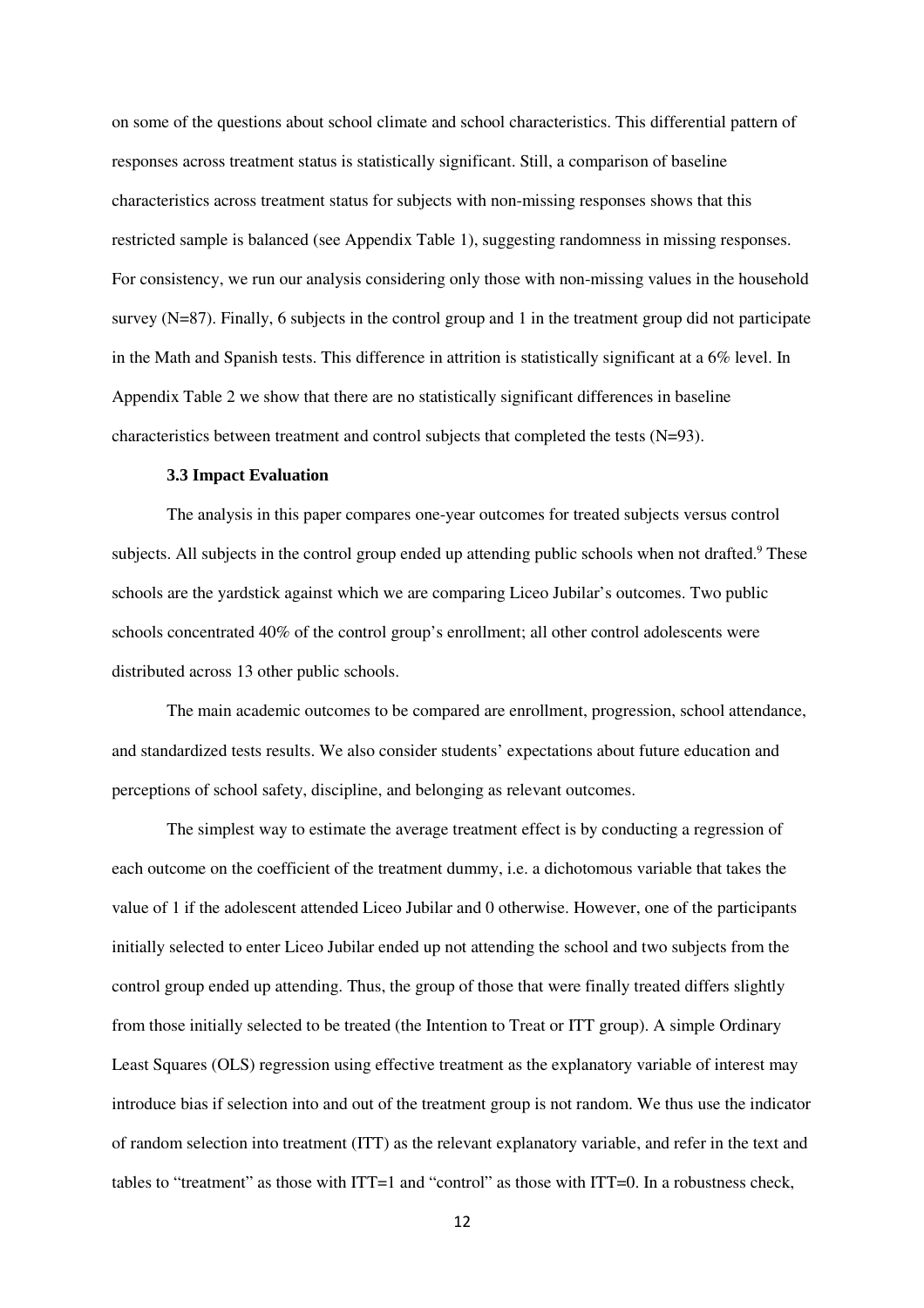on some of the questions about school climate and school characteristics. This differential pattern of responses across treatment status is statistically significant. Still, a comparison of baseline characteristics across treatment status for subjects with non-missing responses shows that this restricted sample is balanced (see Appendix Table 1), suggesting randomness in missing responses. For consistency, we run our analysis considering only those with non-missing values in the household survey (N=87). Finally, 6 subjects in the control group and 1 in the treatment group did not participate in the Math and Spanish tests. This difference in attrition is statistically significant at a 6% level. In Appendix Table 2 we show that there are no statistically significant differences in baseline characteristics between treatment and control subjects that completed the tests (N=93).

### 3.3 Impact Evaluation

The analysis in this paper compares one-year outcomes for treated subjects versus control subjects. All subjects in the control group ended up attending public schools when not drafted.[9] These schools are the yardstick against which we are comparing Liceo Jubilar's outcomes. Two public schools concentrated 40% of the control group's enrollment; all other control adolescents were distributed across 13 other public schools.

The main academic outcomes to be compared are enrollment, progression, school attendance, and standardized tests results. We also consider students' expectations about future education and perceptions of school safety, discipline, and belonging as relevant outcomes.

The simplest way to estimate the average treatment effect is by conducting a regression of each outcome on the coefficient of the treatment dummy, i.e. a dichotomous variable that takes the value of 1 if the adolescent attended Liceo Jubilar and 0 otherwise. However, one of the participants initially selected to enter Liceo Jubilar ended up not attending the school and two subjects from the control group ended up attending. Thus, the group of those that were finally treated differs slightly from those initially selected to be treated (the Intention to Treat or ITT group). A simple Ordinary Least Squares (OLS) regression using effective treatment as the explanatory variable of interest may introduce bias if selection into and out of the treatment group is not random. We thus use the indicator of random selection into treatment (ITT) as the relevant explanatory variable, and refer in the text and tables to "treatment" as those with ITT=1 and "control" as those with ITT=0. In a robustness check,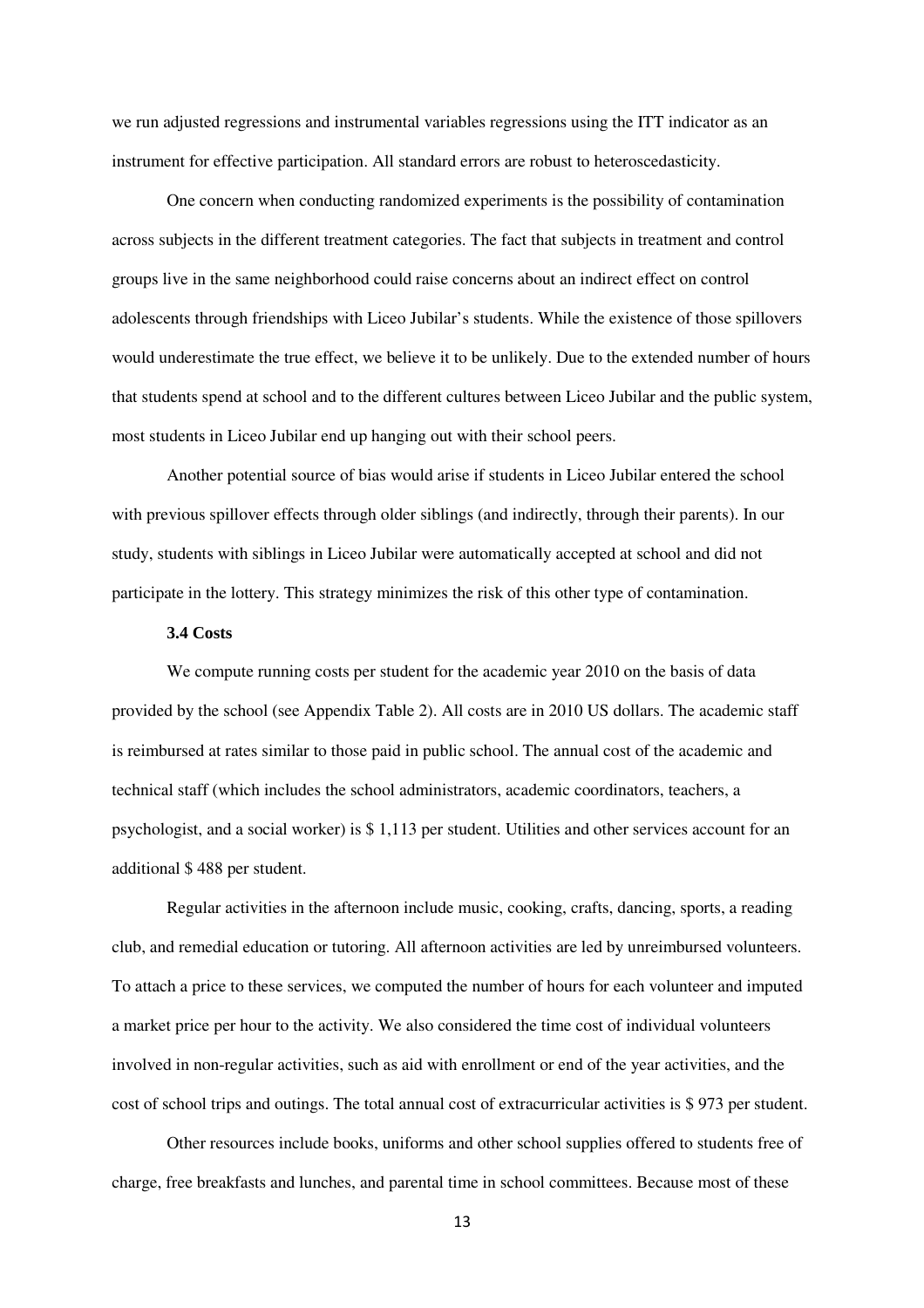we run adjusted regressions and instrumental variables regressions using the ITT indicator as an instrument for effective participation. All standard errors are robust to heteroscedasticity.

One concern when conducting randomized experiments is the possibility of contamination across subjects in the different treatment categories. The fact that subjects in treatment and control groups live in the same neighborhood could raise concerns about an indirect effect on control adolescents through friendships with Liceo Jubilar's students. While the existence of those spillovers would underestimate the true effect, we believe it to be unlikely. Due to the extended number of hours that students spend at school and to the different cultures between Liceo Jubilar and the public system, most students in Liceo Jubilar end up hanging out with their school peers.

Another potential source of bias would arise if students in Liceo Jubilar entered the school with previous spillover effects through older siblings (and indirectly, through their parents). In our study, students with siblings in Liceo Jubilar were automatically accepted at school and did not participate in the lottery. This strategy minimizes the risk of this other type of contamination.

### 3.4 Costs

We compute running costs per student for the academic year 2010 on the basis of data provided by the school (see Appendix Table 2). All costs are in 2010 US dollars. The academic staff is reimbursed at rates similar to those paid in public school. The annual cost of the academic and technical staff (which includes the school administrators, academic coordinators, teachers, a psychologist, and a social worker) is $ 1,113 per student. Utilities and other services account for an additional $ 488 per student.

Regular activities in the afternoon include music, cooking, crafts, dancing, sports, a reading club, and remedial education or tutoring. All afternoon activities are led by unreimbursed volunteers. To attach a price to these services, we computed the number of hours for each volunteer and imputed a market price per hour to the activity. We also considered the time cost of individual volunteers involved in non-regular activities, such as aid with enrollment or end of the year activities, and the cost of school trips and outings. The total annual cost of extracurricular activities is $ 973 per student.

Other resources include books, uniforms and other school supplies offered to students free of charge, free breakfasts and lunches, and parental time in school committees. Because most of these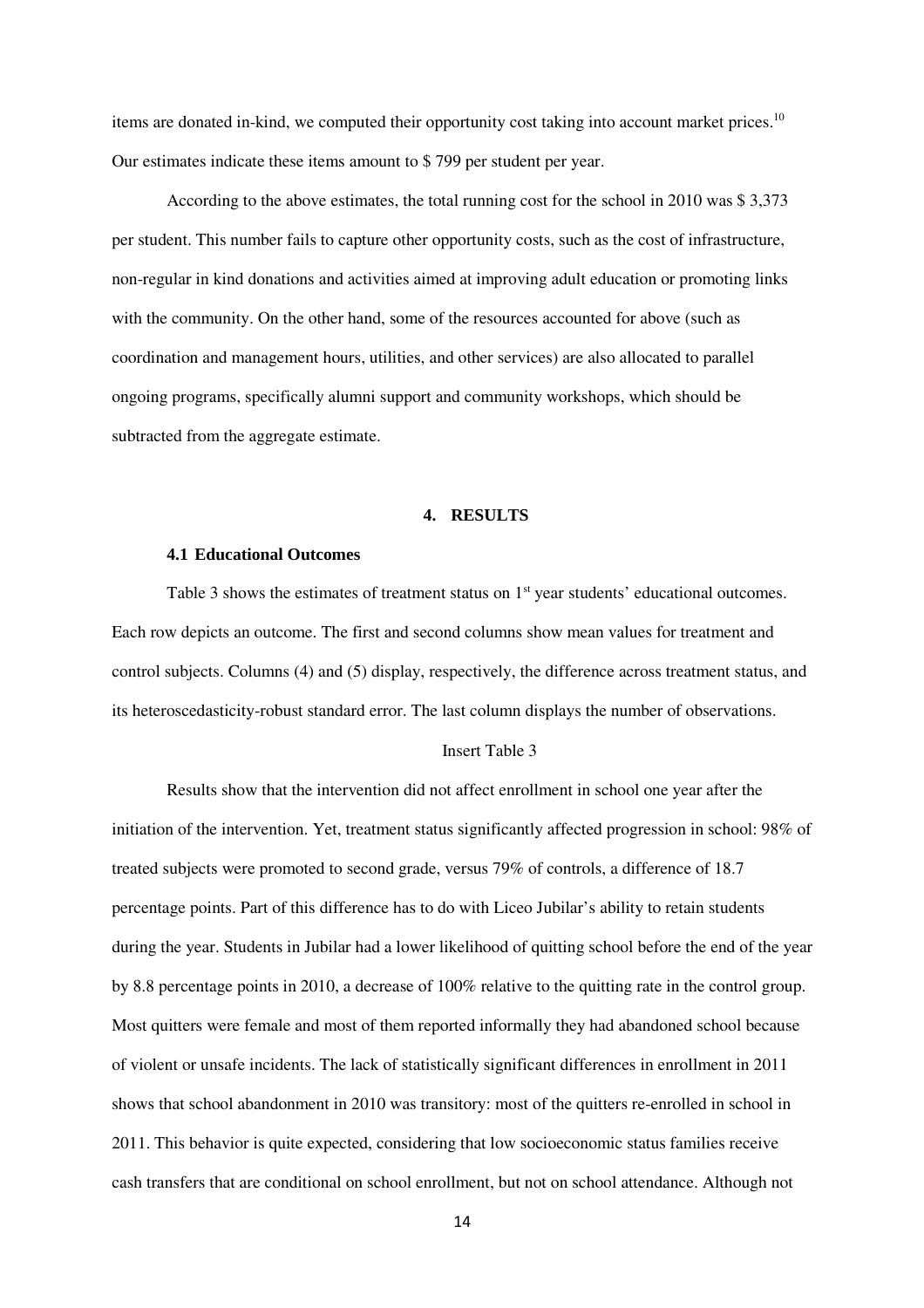items are donated in-kind, we computed their opportunity cost taking into account market prices.[10] Our estimates indicate these items amount to $ 799 per student per year.

According to the above estimates, the total running cost for the school in 2010 was $ 3,373 per student. This number fails to capture other opportunity costs, such as the cost of infrastructure, non-regular in kind donations and activities aimed at improving adult education or promoting links with the community. On the other hand, some of the resources accounted for above (such as coordination and management hours, utilities, and other services) are also allocated to parallel ongoing programs, specifically alumni support and community workshops, which should be subtracted from the aggregate estimate.

## 4. RESULTS

### 4.1 Educational Outcomes

Table 3 shows the estimates of treatment status on 1st year students' educational outcomes. Each row depicts an outcome. The first and second columns show mean values for treatment and control subjects. Columns (4) and (5) display, respectively, the difference across treatment status, and its heteroscedasticity-robust standard error. The last column displays the number of observations.

Insert Table 3

Results show that the intervention did not affect enrollment in school one year after the initiation of the intervention. Yet, treatment status significantly affected progression in school: 98% of treated subjects were promoted to second grade, versus 79% of controls, a difference of 18.7 percentage points. Part of this difference has to do with Liceo Jubilar's ability to retain students during the year. Students in Jubilar had a lower likelihood of quitting school before the end of the year by 8.8 percentage points in 2010, a decrease of 100% relative to the quitting rate in the control group. Most quitters were female and most of them reported informally they had abandoned school because of violent or unsafe incidents. The lack of statistically significant differences in enrollment in 2011 shows that school abandonment in 2010 was transitory: most of the quitters re-enrolled in school in 2011. This behavior is quite expected, considering that low socioeconomic status families receive cash transfers that are conditional on school enrollment, but not on school attendance. Although not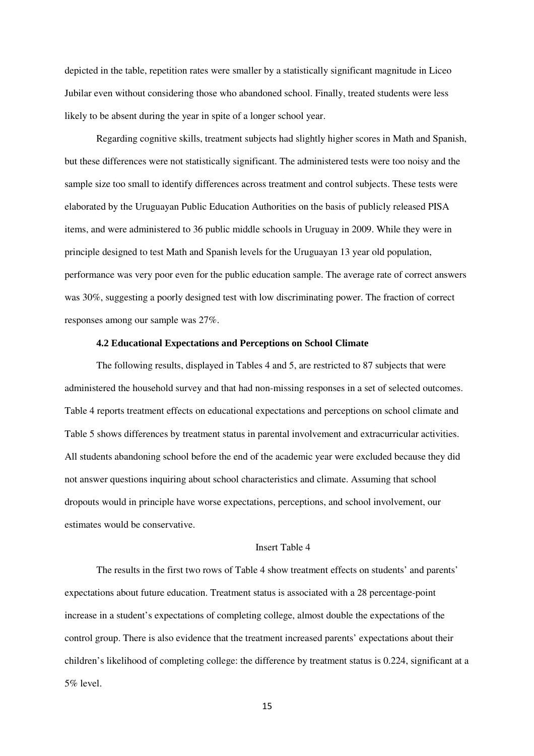depicted in the table, repetition rates were smaller by a statistically significant magnitude in Liceo Jubilar even without considering those who abandoned school. Finally, treated students were less likely to be absent during the year in spite of a longer school year.

Regarding cognitive skills, treatment subjects had slightly higher scores in Math and Spanish, but these differences were not statistically significant. The administered tests were too noisy and the sample size too small to identify differences across treatment and control subjects. These tests were elaborated by the Uruguayan Public Education Authorities on the basis of publicly released PISA items, and were administered to 36 public middle schools in Uruguay in 2009. While they were in principle designed to test Math and Spanish levels for the Uruguayan 13 year old population, performance was very poor even for the public education sample. The average rate of correct answers was 30%, suggesting a poorly designed test with low discriminating power. The fraction of correct responses among our sample was 27%.

### 4.2 Educational Expectations and Perceptions on School Climate

The following results, displayed in Tables 4 and 5, are restricted to 87 subjects that were administered the household survey and that had non-missing responses in a set of selected outcomes. Table 4 reports treatment effects on educational expectations and perceptions on school climate and Table 5 shows differences by treatment status in parental involvement and extracurricular activities. All students abandoning school before the end of the academic year were excluded because they did not answer questions inquiring about school characteristics and climate. Assuming that school dropouts would in principle have worse expectations, perceptions, and school involvement, our estimates would be conservative.

Insert Table 4

The results in the first two rows of Table 4 show treatment effects on students' and parents' expectations about future education. Treatment status is associated with a 28 percentage-point increase in a student's expectations of completing college, almost double the expectations of the control group. There is also evidence that the treatment increased parents' expectations about their children's likelihood of completing college: the difference by treatment status is 0.224, significant at a 5% level.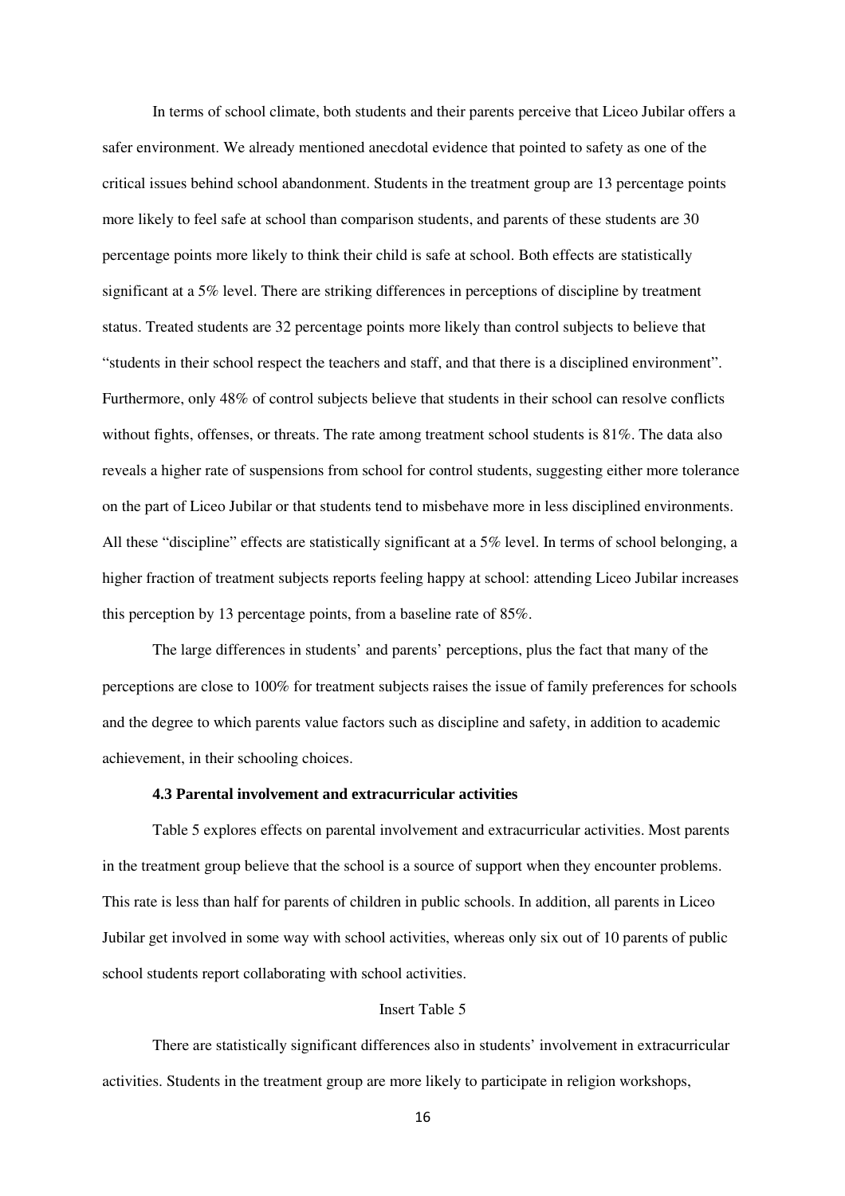In terms of school climate, both students and their parents perceive that Liceo Jubilar offers a safer environment. We already mentioned anecdotal evidence that pointed to safety as one of the critical issues behind school abandonment. Students in the treatment group are 13 percentage points more likely to feel safe at school than comparison students, and parents of these students are 30 percentage points more likely to think their child is safe at school. Both effects are statistically significant at a 5% level. There are striking differences in perceptions of discipline by treatment status. Treated students are 32 percentage points more likely than control subjects to believe that "students in their school respect the teachers and staff, and that there is a disciplined environment". Furthermore, only 48% of control subjects believe that students in their school can resolve conflicts without fights, offenses, or threats. The rate among treatment school students is 81%. The data also reveals a higher rate of suspensions from school for control students, suggesting either more tolerance on the part of Liceo Jubilar or that students tend to misbehave more in less disciplined environments. All these "discipline" effects are statistically significant at a 5% level. In terms of school belonging, a higher fraction of treatment subjects reports feeling happy at school: attending Liceo Jubilar increases this perception by 13 percentage points, from a baseline rate of 85%.

The large differences in students' and parents' perceptions, plus the fact that many of the perceptions are close to 100% for treatment subjects raises the issue of family preferences for schools and the degree to which parents value factors such as discipline and safety, in addition to academic achievement, in their schooling choices.

### 4.3 Parental involvement and extracurricular activities

Table 5 explores effects on parental involvement and extracurricular activities. Most parents in the treatment group believe that the school is a source of support when they encounter problems. This rate is less than half for parents of children in public schools. In addition, all parents in Liceo Jubilar get involved in some way with school activities, whereas only six out of 10 parents of public school students report collaborating with school activities.

Insert Table 5

There are statistically significant differences also in students' involvement in extracurricular activities. Students in the treatment group are more likely to participate in religion workshops,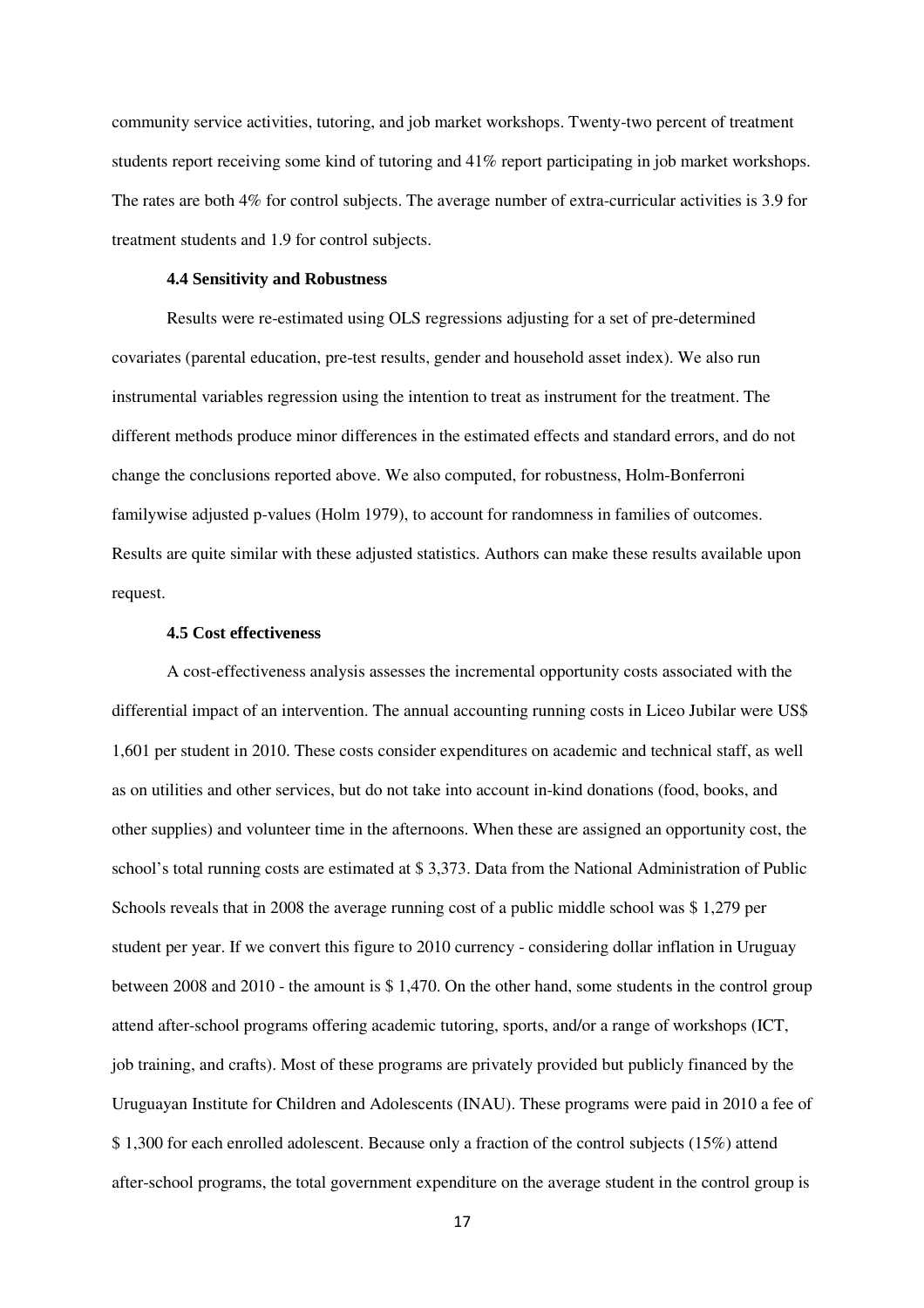community service activities, tutoring, and job market workshops. Twenty-two percent of treatment students report receiving some kind of tutoring and 41% report participating in job market workshops. The rates are both 4% for control subjects. The average number of extra-curricular activities is 3.9 for treatment students and 1.9 for control subjects.

### 4.4 Sensitivity and Robustness

Results were re-estimated using OLS regressions adjusting for a set of pre-determined covariates (parental education, pre-test results, gender and household asset index). We also run instrumental variables regression using the intention to treat as instrument for the treatment. The different methods produce minor differences in the estimated effects and standard errors, and do not change the conclusions reported above. We also computed, for robustness, Holm-Bonferroni familywise adjusted p-values (Holm 1979), to account for randomness in families of outcomes. Results are quite similar with these adjusted statistics. Authors can make these results available upon request.

### 4.5 Cost effectiveness

A cost-effectiveness analysis assesses the incremental opportunity costs associated with the differential impact of an intervention. The annual accounting running costs in Liceo Jubilar were US$ 1,601 per student in 2010. These costs consider expenditures on academic and technical staff, as well as on utilities and other services, but do not take into account in-kind donations (food, books, and other supplies) and volunteer time in the afternoons. When these are assigned an opportunity cost, the school's total running costs are estimated at $ 3,373. Data from the National Administration of Public Schools reveals that in 2008 the average running cost of a public middle school was $ 1,279 per student per year. If we convert this figure to 2010 currency - considering dollar inflation in Uruguay between 2008 and 2010 - the amount is $ 1,470. On the other hand, some students in the control group attend after-school programs offering academic tutoring, sports, and/or a range of workshops (ICT, job training, and crafts). Most of these programs are privately provided but publicly financed by the Uruguayan Institute for Children and Adolescents (INAU). These programs were paid in 2010 a fee of $ 1,300 for each enrolled adolescent. Because only a fraction of the control subjects (15%) attend after-school programs, the total government expenditure on the average student in the control group is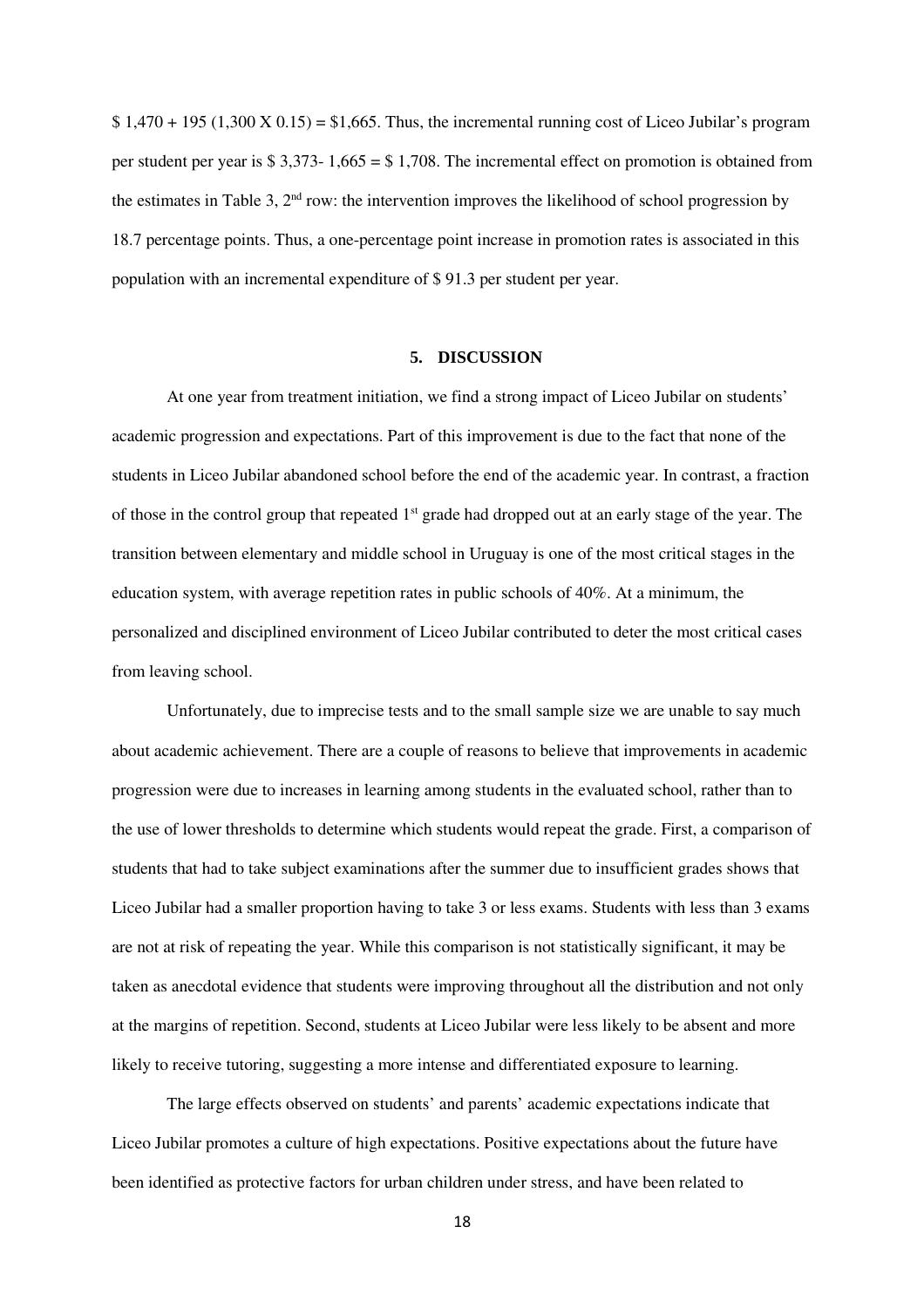$ 1,470 + 195 (1,300 X 0.15) = $1,665. Thus, the incremental running cost of Liceo Jubilar's program per student per year is $ 3,373- 1,665 = $ 1,708. The incremental effect on promotion is obtained from the estimates in Table 3, 2nd row: the intervention improves the likelihood of school progression by 18.7 percentage points. Thus, a one-percentage point increase in promotion rates is associated in this population with an incremental expenditure of $ 91.3 per student per year.

## 5. DISCUSSION

At one year from treatment initiation, we find a strong impact of Liceo Jubilar on students' academic progression and expectations. Part of this improvement is due to the fact that none of the students in Liceo Jubilar abandoned school before the end of the academic year. In contrast, a fraction of those in the control group that repeated 1st grade had dropped out at an early stage of the year. The transition between elementary and middle school in Uruguay is one of the most critical stages in the education system, with average repetition rates in public schools of 40%. At a minimum, the personalized and disciplined environment of Liceo Jubilar contributed to deter the most critical cases from leaving school.

Unfortunately, due to imprecise tests and to the small sample size we are unable to say much about academic achievement. There are a couple of reasons to believe that improvements in academic progression were due to increases in learning among students in the evaluated school, rather than to the use of lower thresholds to determine which students would repeat the grade. First, a comparison of students that had to take subject examinations after the summer due to insufficient grades shows that Liceo Jubilar had a smaller proportion having to take 3 or less exams. Students with less than 3 exams are not at risk of repeating the year. While this comparison is not statistically significant, it may be taken as anecdotal evidence that students were improving throughout all the distribution and not only at the margins of repetition. Second, students at Liceo Jubilar were less likely to be absent and more likely to receive tutoring, suggesting a more intense and differentiated exposure to learning.

The large effects observed on students' and parents' academic expectations indicate that Liceo Jubilar promotes a culture of high expectations. Positive expectations about the future have been identified as protective factors for urban children under stress, and have been related to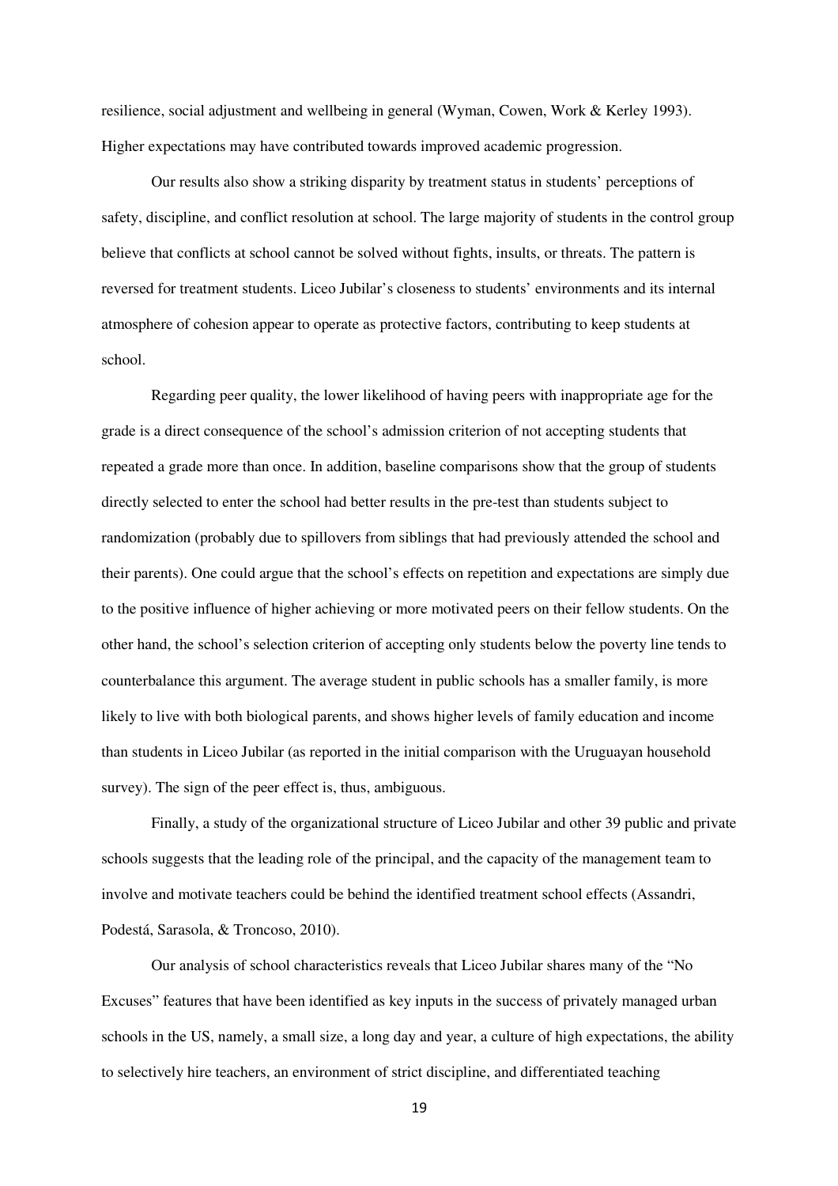resilience, social adjustment and wellbeing in general (Wyman, Cowen, Work & Kerley 1993). Higher expectations may have contributed towards improved academic progression.

Our results also show a striking disparity by treatment status in students' perceptions of safety, discipline, and conflict resolution at school. The large majority of students in the control group believe that conflicts at school cannot be solved without fights, insults, or threats. The pattern is reversed for treatment students. Liceo Jubilar's closeness to students' environments and its internal atmosphere of cohesion appear to operate as protective factors, contributing to keep students at school.

Regarding peer quality, the lower likelihood of having peers with inappropriate age for the grade is a direct consequence of the school's admission criterion of not accepting students that repeated a grade more than once. In addition, baseline comparisons show that the group of students directly selected to enter the school had better results in the pre-test than students subject to randomization (probably due to spillovers from siblings that had previously attended the school and their parents). One could argue that the school's effects on repetition and expectations are simply due to the positive influence of higher achieving or more motivated peers on their fellow students. On the other hand, the school's selection criterion of accepting only students below the poverty line tends to counterbalance this argument. The average student in public schools has a smaller family, is more likely to live with both biological parents, and shows higher levels of family education and income than students in Liceo Jubilar (as reported in the initial comparison with the Uruguayan household survey). The sign of the peer effect is, thus, ambiguous.

Finally, a study of the organizational structure of Liceo Jubilar and other 39 public and private schools suggests that the leading role of the principal, and the capacity of the management team to involve and motivate teachers could be behind the identified treatment school effects (Assandri, Podestá, Sarasola, & Troncoso, 2010).

Our analysis of school characteristics reveals that Liceo Jubilar shares many of the "No Excuses" features that have been identified as key inputs in the success of privately managed urban schools in the US, namely, a small size, a long day and year, a culture of high expectations, the ability to selectively hire teachers, an environment of strict discipline, and differentiated teaching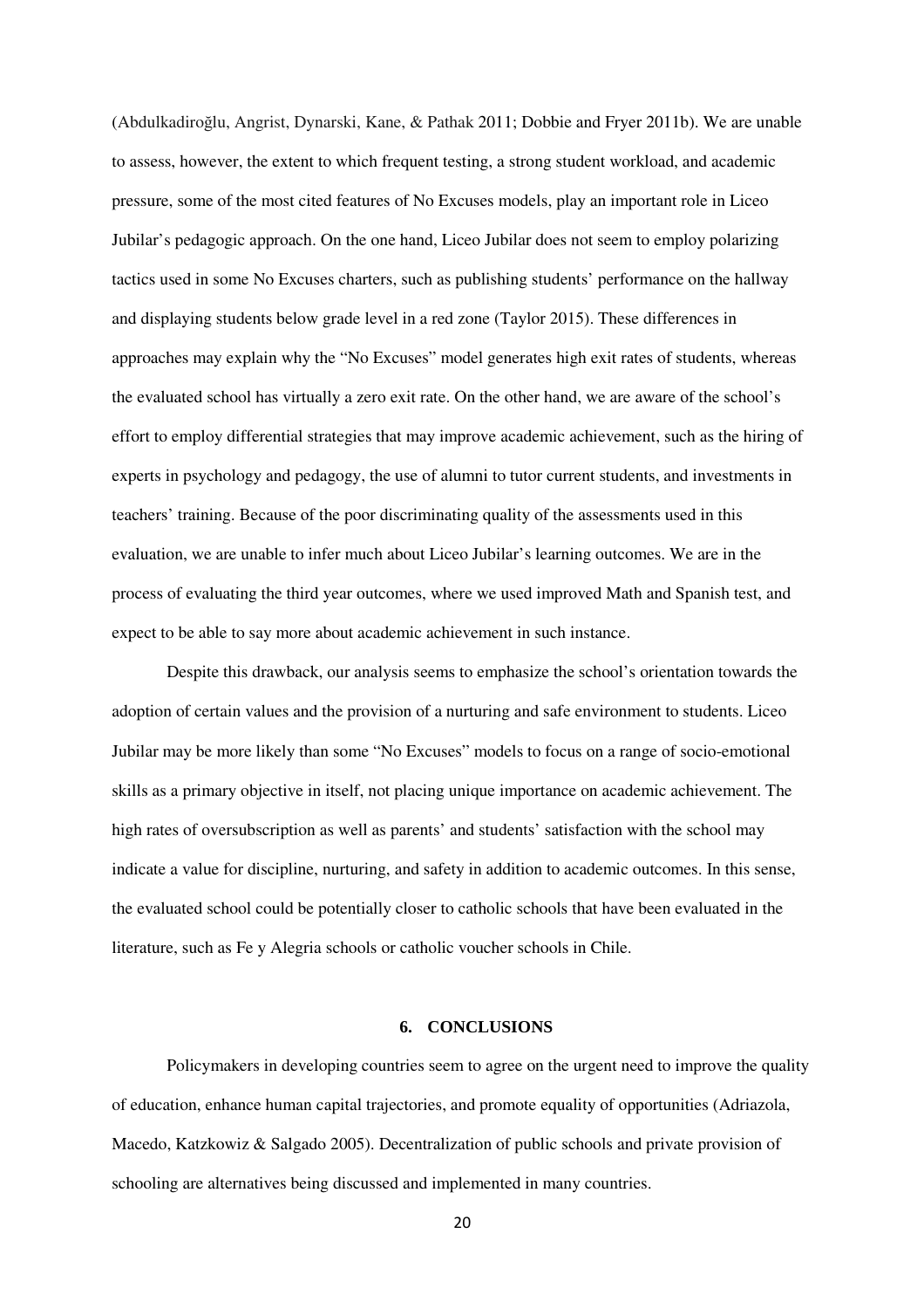(Abdulkadiroğlu, Angrist, Dynarski, Kane, & Pathak 2011; Dobbie and Fryer 2011b). We are unable to assess, however, the extent to which frequent testing, a strong student workload, and academic pressure, some of the most cited features of No Excuses models, play an important role in Liceo Jubilar's pedagogic approach. On the one hand, Liceo Jubilar does not seem to employ polarizing tactics used in some No Excuses charters, such as publishing students' performance on the hallway and displaying students below grade level in a red zone (Taylor 2015). These differences in approaches may explain why the "No Excuses" model generates high exit rates of students, whereas the evaluated school has virtually a zero exit rate. On the other hand, we are aware of the school's effort to employ differential strategies that may improve academic achievement, such as the hiring of experts in psychology and pedagogy, the use of alumni to tutor current students, and investments in teachers' training. Because of the poor discriminating quality of the assessments used in this evaluation, we are unable to infer much about Liceo Jubilar's learning outcomes. We are in the process of evaluating the third year outcomes, where we used improved Math and Spanish test, and expect to be able to say more about academic achievement in such instance.

Despite this drawback, our analysis seems to emphasize the school's orientation towards the adoption of certain values and the provision of a nurturing and safe environment to students. Liceo Jubilar may be more likely than some "No Excuses" models to focus on a range of socio-emotional skills as a primary objective in itself, not placing unique importance on academic achievement. The high rates of oversubscription as well as parents' and students' satisfaction with the school may indicate a value for discipline, nurturing, and safety in addition to academic outcomes. In this sense, the evaluated school could be potentially closer to catholic schools that have been evaluated in the literature, such as Fe y Alegria schools or catholic voucher schools in Chile.

## 6. CONCLUSIONS

Policymakers in developing countries seem to agree on the urgent need to improve the quality of education, enhance human capital trajectories, and promote equality of opportunities (Adriazola, Macedo, Katzkowiz & Salgado 2005). Decentralization of public schools and private provision of schooling are alternatives being discussed and implemented in many countries.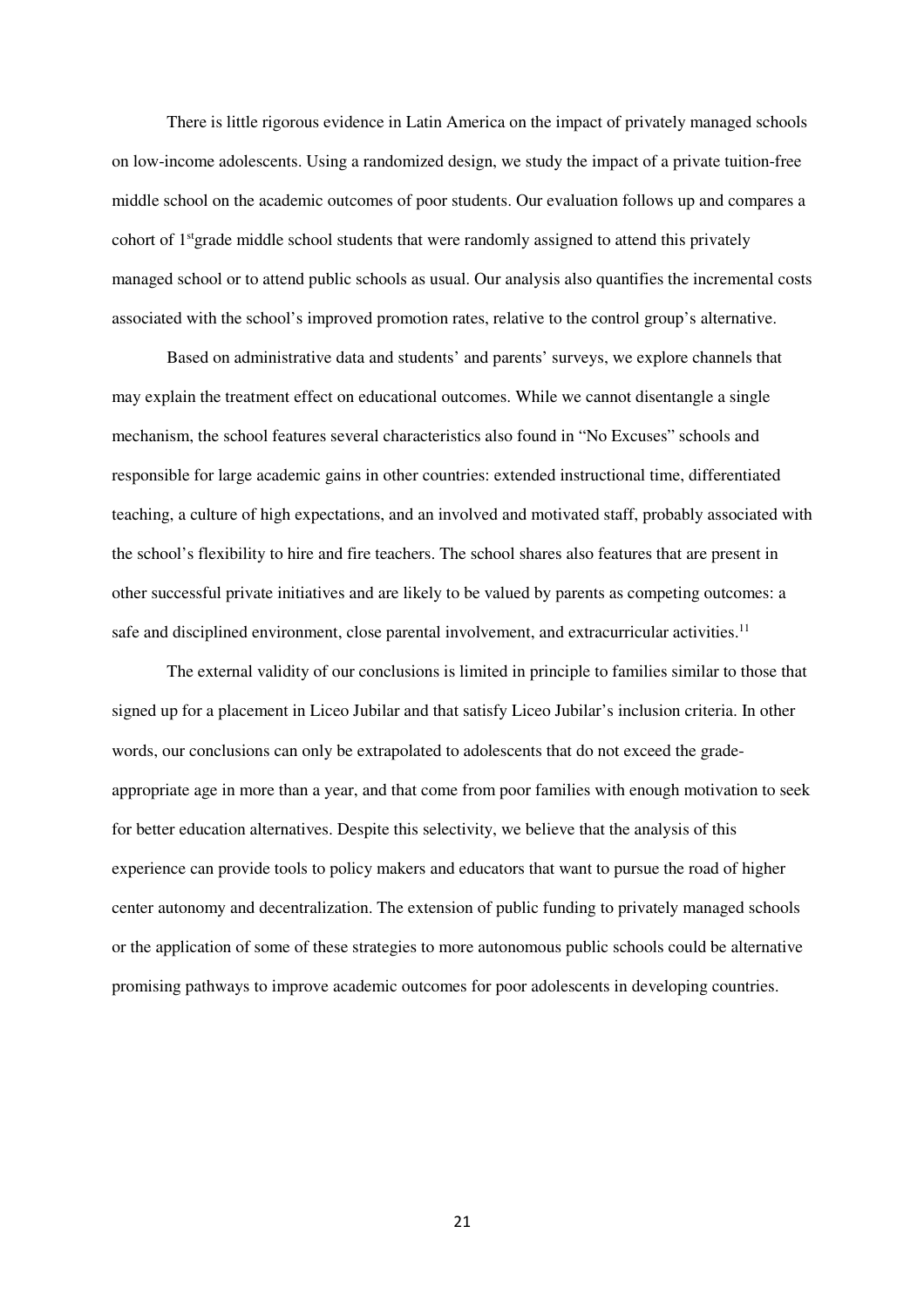There is little rigorous evidence in Latin America on the impact of privately managed schools on low-income adolescents. Using a randomized design, we study the impact of a private tuition-free middle school on the academic outcomes of poor students. Our evaluation follows up and compares a cohort of 1st grade middle school students that were randomly assigned to attend this privately managed school or to attend public schools as usual. Our analysis also quantifies the incremental costs associated with the school's improved promotion rates, relative to the control group's alternative.

Based on administrative data and students' and parents' surveys, we explore channels that may explain the treatment effect on educational outcomes. While we cannot disentangle a single mechanism, the school features several characteristics also found in "No Excuses" schools and responsible for large academic gains in other countries: extended instructional time, differentiated teaching, a culture of high expectations, and an involved and motivated staff, probably associated with the school's flexibility to hire and fire teachers. The school shares also features that are present in other successful private initiatives and are likely to be valued by parents as competing outcomes: a safe and disciplined environment, close parental involvement, and extracurricular activities.[11]

The external validity of our conclusions is limited in principle to families similar to those that signed up for a placement in Liceo Jubilar and that satisfy Liceo Jubilar's inclusion criteria. In other words, our conclusions can only be extrapolated to adolescents that do not exceed the grade-appropriate age in more than a year, and that come from poor families with enough motivation to seek for better education alternatives. Despite this selectivity, we believe that the analysis of this experience can provide tools to policy makers and educators that want to pursue the road of higher center autonomy and decentralization. The extension of public funding to privately managed schools or the application of some of these strategies to more autonomous public schools could be alternative promising pathways to improve academic outcomes for poor adolescents in developing countries.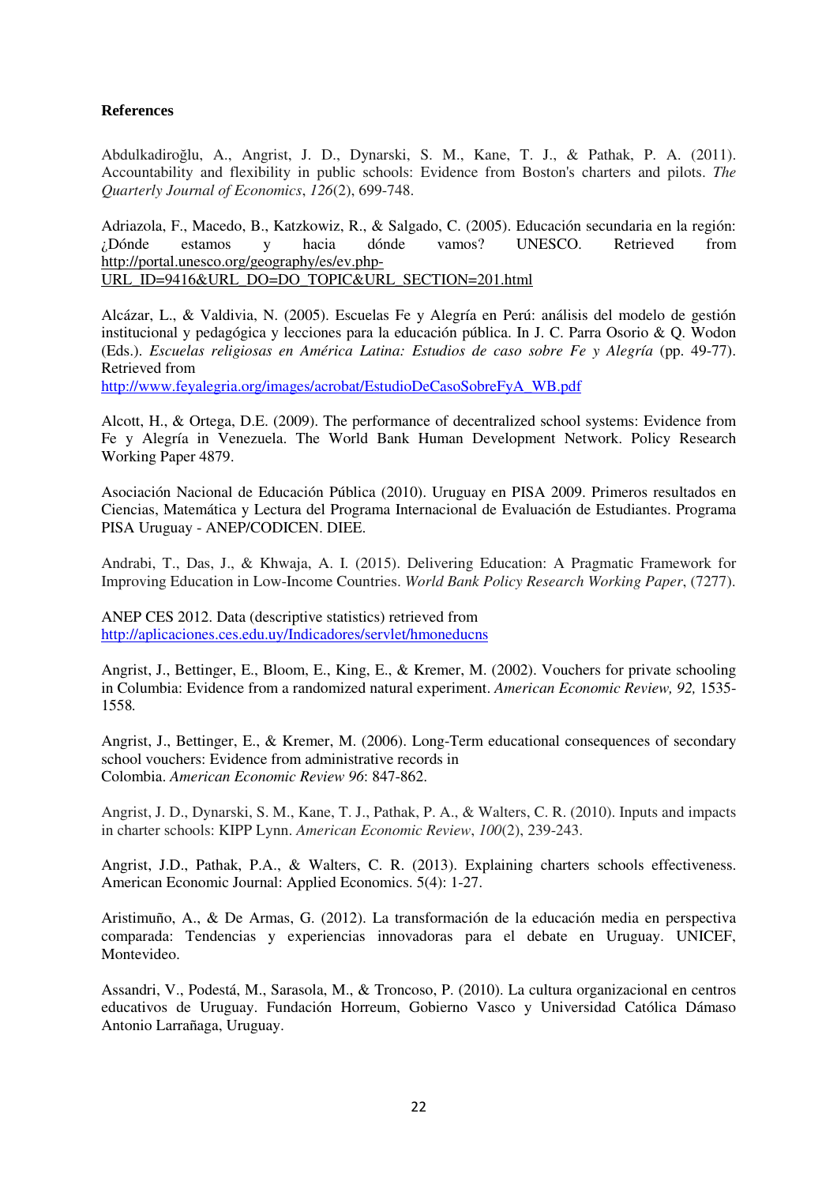**References**

Abdulkadiroğlu, A., Angrist, J. D., Dynarski, S. M., Kane, T. J., & Pathak, P. A. (2011). Accountability and flexibility in public schools: Evidence from Boston's charters and pilots. *The Quarterly Journal of Economics*, *126*(2), 699-748.

Adriazola, F., Macedo, B., Katzkowiz, R., & Salgado, C. (2005). Educación secundaria en la región: ¿Dónde estamos y hacia dónde vamos? UNESCO. Retrieved from http://portal.unesco.org/geography/es/ev.php-URL_ID=9416&URL_DO=DO_TOPIC&URL_SECTION=201.html

Alcázar, L., & Valdivia, N. (2005). Escuelas Fe y Alegría en Perú: análisis del modelo de gestión institucional y pedagógica y lecciones para la educación pública. In J. C. Parra Osorio & Q. Wodon (Eds.). *Escuelas religiosas en América Latina: Estudios de caso sobre Fe y Alegría* (pp. 49-77). Retrieved from http://www.feyalegria.org/images/acrobat/EstudioDeCasoSobreFyA_WB.pdf

Alcott, H., & Ortega, D.E. (2009). The performance of decentralized school systems: Evidence from Fe y Alegría in Venezuela. The World Bank Human Development Network. Policy Research Working Paper 4879.

Asociación Nacional de Educación Pública (2010). Uruguay en PISA 2009. Primeros resultados en Ciencias, Matemática y Lectura del Programa Internacional de Evaluación de Estudiantes. Programa PISA Uruguay - ANEP/CODICEN. DIEE.

Andrabi, T., Das, J., & Khwaja, A. I. (2015). Delivering Education: A Pragmatic Framework for Improving Education in Low-Income Countries. *World Bank Policy Research Working Paper*, (7277).

ANEP CES 2012. Data (descriptive statistics) retrieved from http://aplicaciones.ces.edu.uy/Indicadores/servlet/hmoneducns

Angrist, J., Bettinger, E., Bloom, E., King, E., & Kremer, M. (2002). Vouchers for private schooling in Columbia: Evidence from a randomized natural experiment. *American Economic Review, 92,* 1535-1558.

Angrist, J., Bettinger, E., & Kremer, M. (2006). Long-Term educational consequences of secondary school vouchers: Evidence from administrative records in Colombia. *American Economic Review 96*: 847-862.

Angrist, J. D., Dynarski, S. M., Kane, T. J., Pathak, P. A., & Walters, C. R. (2010). Inputs and impacts in charter schools: KIPP Lynn. *American Economic Review*, *100*(2), 239-243.

Angrist, J.D., Pathak, P.A., & Walters, C. R. (2013). Explaining charters schools effectiveness. American Economic Journal: Applied Economics. 5(4): 1-27.

Aristimuño, A., & De Armas, G. (2012). La transformación de la educación media en perspectiva comparada: Tendencias y experiencias innovadoras para el debate en Uruguay. UNICEF, Montevideo.

Assandri, V., Podestá, M., Sarasola, M., & Troncoso, P. (2010). La cultura organizacional en centros educativos de Uruguay. Fundación Horreum, Gobierno Vasco y Universidad Católica Dámaso Antonio Larrañaga, Uruguay.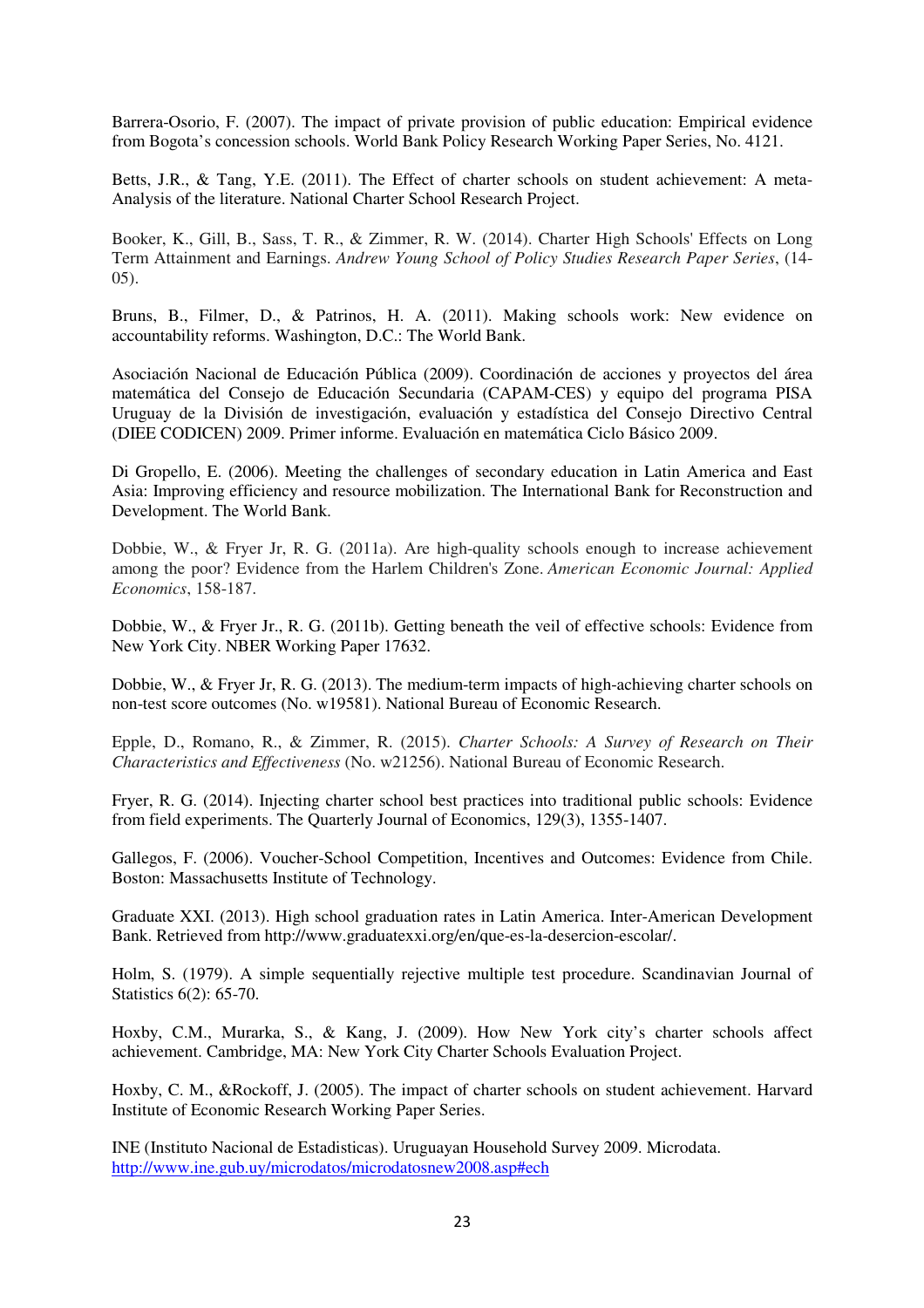Barrera-Osorio, F. (2007). The impact of private provision of public education: Empirical evidence from Bogota's concession schools. World Bank Policy Research Working Paper Series, No. 4121.

Betts, J.R., & Tang, Y.E. (2011). The Effect of charter schools on student achievement: A meta-Analysis of the literature. National Charter School Research Project.

Booker, K., Gill, B., Sass, T. R., & Zimmer, R. W. (2014). Charter High Schools' Effects on Long Term Attainment and Earnings. *Andrew Young School of Policy Studies Research Paper Series*, (14-05).

Bruns, B., Filmer, D., & Patrinos, H. A. (2011). Making schools work: New evidence on accountability reforms. Washington, D.C.: The World Bank.

Asociación Nacional de Educación Pública (2009). Coordinación de acciones y proyectos del área matemática del Consejo de Educación Secundaria (CAPAM-CES) y equipo del programa PISA Uruguay de la División de investigación, evaluación y estadística del Consejo Directivo Central (DIEE CODICEN) 2009. Primer informe. Evaluación en matemática Ciclo Básico 2009.

Di Gropello, E. (2006). Meeting the challenges of secondary education in Latin America and East Asia: Improving efficiency and resource mobilization. The International Bank for Reconstruction and Development. The World Bank.

Dobbie, W., & Fryer Jr, R. G. (2011a). Are high-quality schools enough to increase achievement among the poor? Evidence from the Harlem Children's Zone. *American Economic Journal: Applied Economics*, 158-187.

Dobbie, W., & Fryer Jr., R. G. (2011b). Getting beneath the veil of effective schools: Evidence from New York City. NBER Working Paper 17632.

Dobbie, W., & Fryer Jr, R. G. (2013). The medium-term impacts of high-achieving charter schools on non-test score outcomes (No. w19581). National Bureau of Economic Research.

Epple, D., Romano, R., & Zimmer, R. (2015). *Charter Schools: A Survey of Research on Their Characteristics and Effectiveness* (No. w21256). National Bureau of Economic Research.

Fryer, R. G. (2014). Injecting charter school best practices into traditional public schools: Evidence from field experiments. The Quarterly Journal of Economics, 129(3), 1355-1407.

Gallegos, F. (2006). Voucher-School Competition, Incentives and Outcomes: Evidence from Chile. Boston: Massachusetts Institute of Technology.

Graduate XXI. (2013). High school graduation rates in Latin America. Inter-American Development Bank. Retrieved from http://www.graduatexxi.org/en/que-es-la-desercion-escolar/.

Holm, S. (1979). A simple sequentially rejective multiple test procedure. Scandinavian Journal of Statistics 6(2): 65-70.

Hoxby, C.M., Murarka, S., & Kang, J. (2009). How New York city's charter schools affect achievement. Cambridge, MA: New York City Charter Schools Evaluation Project.

Hoxby, C. M., &Rockoff, J. (2005). The impact of charter schools on student achievement. Harvard Institute of Economic Research Working Paper Series.

INE (Instituto Nacional de Estadisticas). Uruguayan Household Survey 2009. Microdata. http://www.ine.gub.uy/microdatos/microdatosnew2008.asp#ech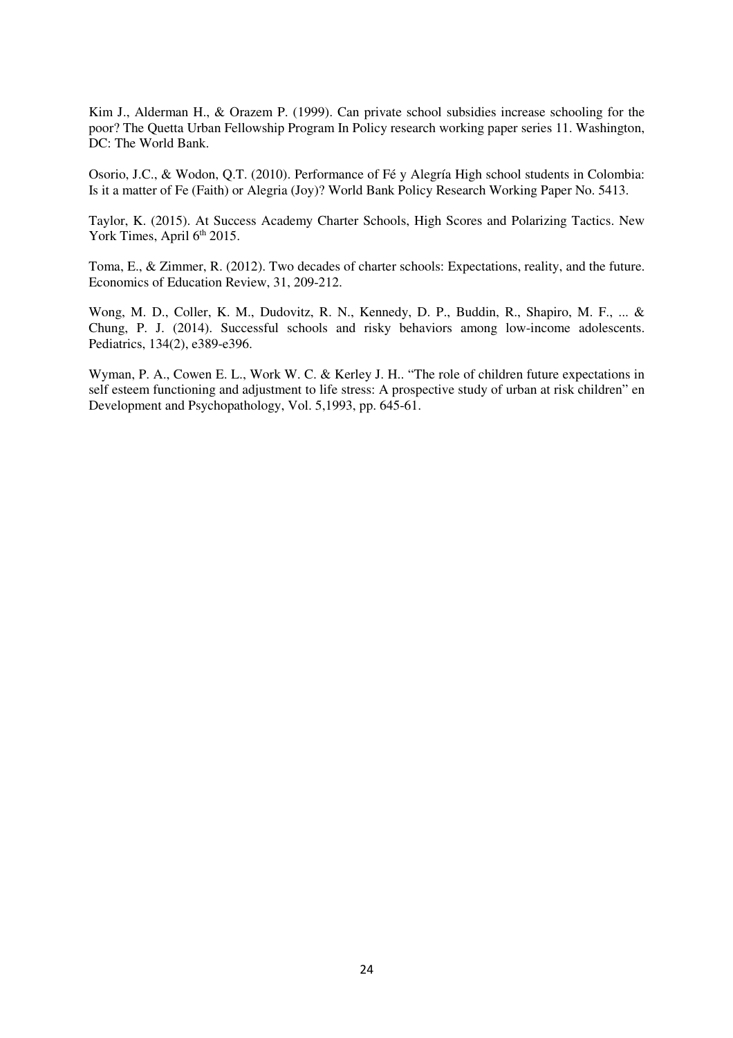Kim J., Alderman H., & Orazem P. (1999). Can private school subsidies increase schooling for the poor? The Quetta Urban Fellowship Program In Policy research working paper series 11. Washington, DC: The World Bank.

Osorio, J.C., & Wodon, Q.T. (2010). Performance of Fé y Alegría High school students in Colombia: Is it a matter of Fe (Faith) or Alegria (Joy)? World Bank Policy Research Working Paper No. 5413.

Taylor, K. (2015). At Success Academy Charter Schools, High Scores and Polarizing Tactics. New York Times, April 6th 2015.

Toma, E., & Zimmer, R. (2012). Two decades of charter schools: Expectations, reality, and the future. Economics of Education Review, 31, 209-212.

Wong, M. D., Coller, K. M., Dudovitz, R. N., Kennedy, D. P., Buddin, R., Shapiro, M. F., ... & Chung, P. J. (2014). Successful schools and risky behaviors among low-income adolescents. Pediatrics, 134(2), e389-e396.

Wyman, P. A., Cowen E. L., Work W. C. & Kerley J. H.. "The role of children future expectations in self esteem functioning and adjustment to life stress: A prospective study of urban at risk children" en Development and Psychopathology, Vol. 5,1993, pp. 645-61.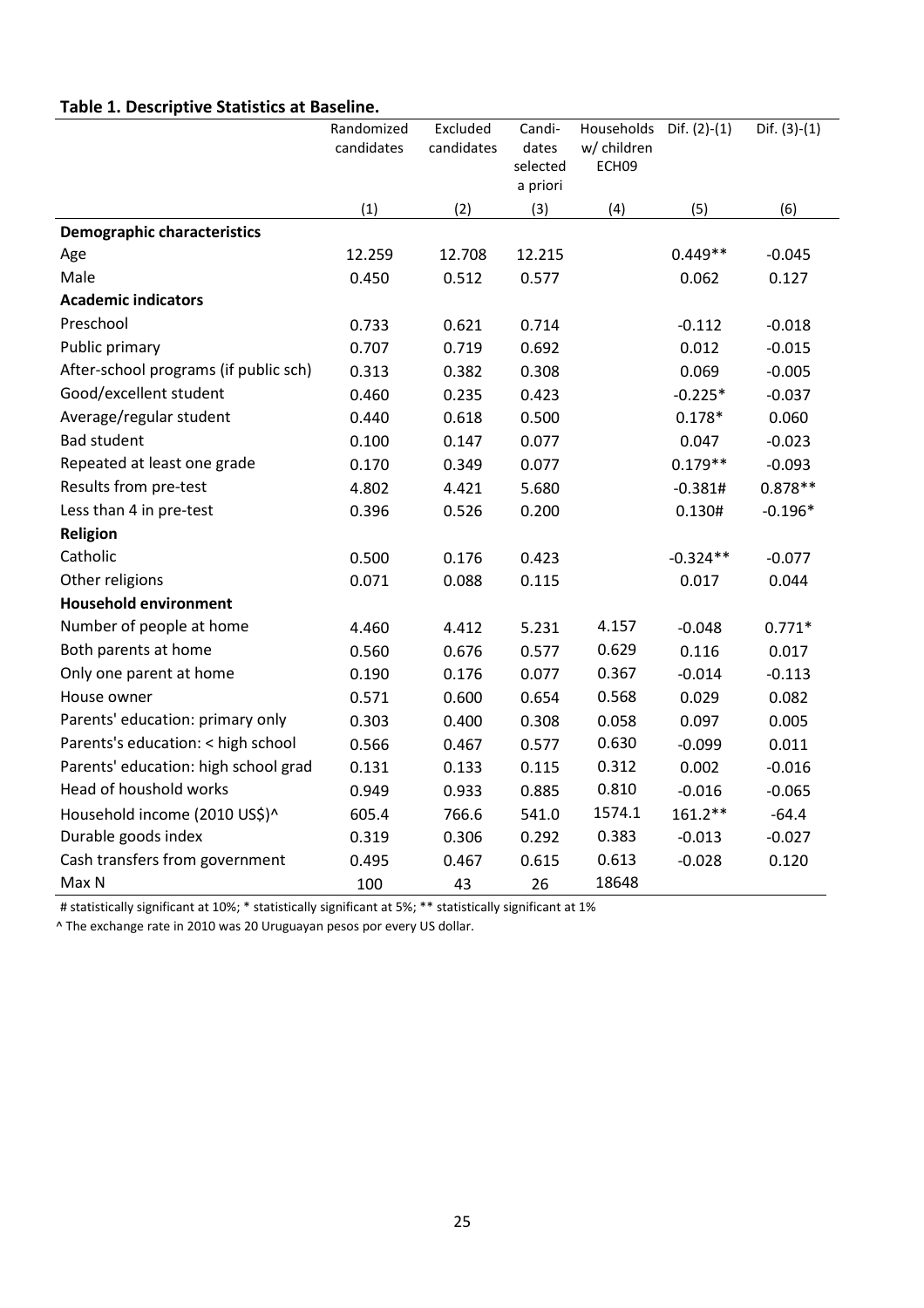**Table 1. Descriptive Statistics at Baseline.**

| | Randomized candidates | Excluded candidates | Candi-dates selected a priori | Households w/ children ECH09 | Dif. (2)-(1) | Dif. (3)-(1) |
|---|---|---|---|---|---|---|
| | (1) | (2) | (3) | (4) | (5) | (6) |
| **Demographic characteristics** | | | | | | |
| Age | 12.259 | 12.708 | 12.215 | | 0.449** | -0.045 |
| Male | 0.450 | 0.512 | 0.577 | | 0.062 | 0.127 |
| **Academic indicators** | | | | | | |
| Preschool | 0.733 | 0.621 | 0.714 | | -0.112 | -0.018 |
| Public primary | 0.707 | 0.719 | 0.692 | | 0.012 | -0.015 |
| After-school programs (if public sch) | 0.313 | 0.382 | 0.308 | | 0.069 | -0.005 |
| Good/excellent student | 0.460 | 0.235 | 0.423 | | -0.225* | -0.037 |
| Average/regular student | 0.440 | 0.618 | 0.500 | | 0.178* | 0.060 |
| Bad student | 0.100 | 0.147 | 0.077 | | 0.047 | -0.023 |
| Repeated at least one grade | 0.170 | 0.349 | 0.077 | | 0.179** | -0.093 |
| Results from pre-test | 4.802 | 4.421 | 5.680 | | -0.381# | 0.878** |
| Less than 4 in pre-test | 0.396 | 0.526 | 0.200 | | 0.130# | -0.196* |
| **Religion** | | | | | | |
| Catholic | 0.500 | 0.176 | 0.423 | | -0.324** | -0.077 |
| Other religions | 0.071 | 0.088 | 0.115 | | 0.017 | 0.044 |
| **Household environment** | | | | | | |
| Number of people at home | 4.460 | 4.412 | 5.231 | 4.157 | -0.048 | 0.771* |
| Both parents at home | 0.560 | 0.676 | 0.577 | 0.629 | 0.116 | 0.017 |
| Only one parent at home | 0.190 | 0.176 | 0.077 | 0.367 | -0.014 | -0.113 |
| House owner | 0.571 | 0.600 | 0.654 | 0.568 | 0.029 | 0.082 |
| Parents' education: primary only | 0.303 | 0.400 | 0.308 | 0.058 | 0.097 | 0.005 |
| Parents's education: < high school | 0.566 | 0.467 | 0.577 | 0.630 | -0.099 | 0.011 |
| Parents' education: high school grad | 0.131 | 0.133 | 0.115 | 0.312 | 0.002 | -0.016 |
| Head of houshold works | 0.949 | 0.933 | 0.885 | 0.810 | -0.016 | -0.065 |
| Household income (2010 US$)^ | 605.4 | 766.6 | 541.0 | 1574.1 | 161.2** | -64.4 |
| Durable goods index | 0.319 | 0.306 | 0.292 | 0.383 | -0.013 | -0.027 |
| Cash transfers from government | 0.495 | 0.467 | 0.615 | 0.613 | -0.028 | 0.120 |
| Max N | 100 | 43 | 26 | 18648 | | |

# statistically significant at 10%; * statistically significant at 5%; ** statistically significant at 1%

^ The exchange rate in 2010 was 20 Uruguayan pesos por every US dollar.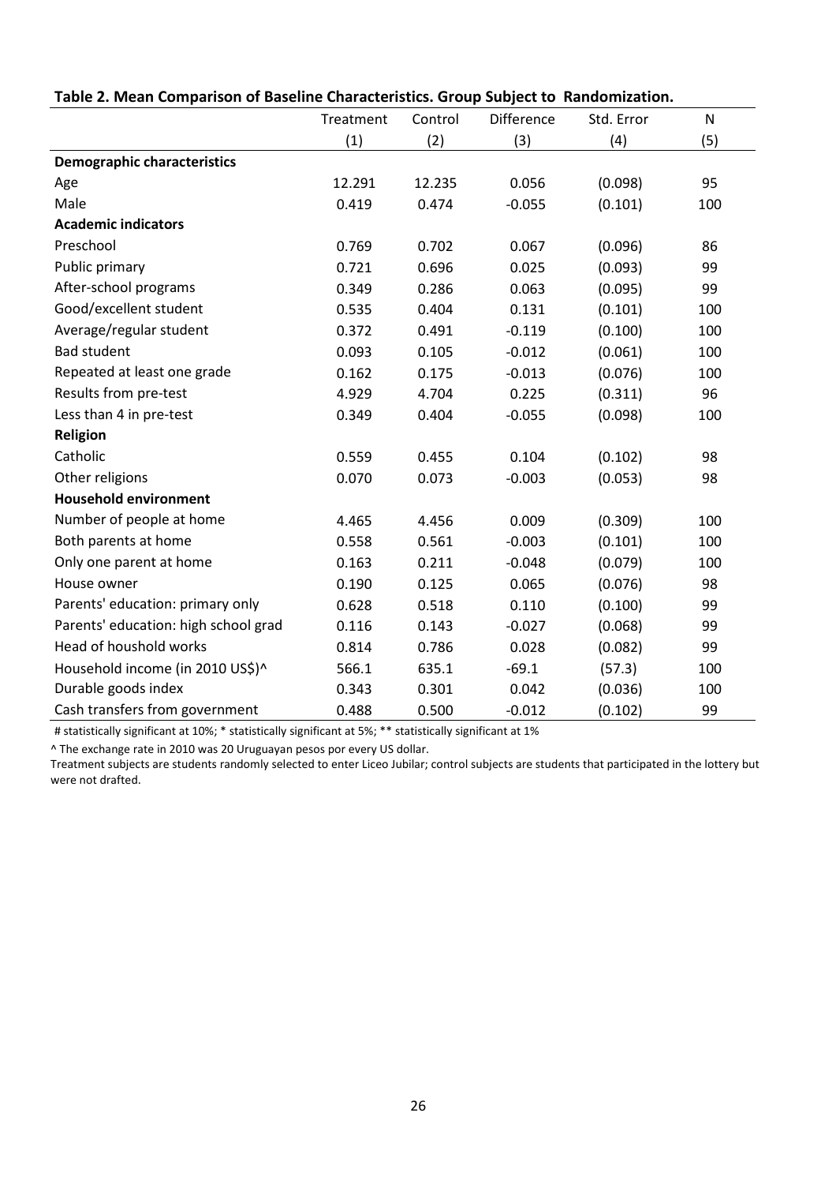**Table 2. Mean Comparison of Baseline Characteristics. Group Subject to Randomization.**

| | Treatment | Control | Difference | Std. Error | N |
|---|---|---|---|---|---|
| | (1) | (2) | (3) | (4) | (5) |
| **Demographic characteristics** | | | | | |
| Age | 12.291 | 12.235 | 0.056 | (0.098) | 95 |
| Male | 0.419 | 0.474 | -0.055 | (0.101) | 100 |
| **Academic indicators** | | | | | |
| Preschool | 0.769 | 0.702 | 0.067 | (0.096) | 86 |
| Public primary | 0.721 | 0.696 | 0.025 | (0.093) | 99 |
| After-school programs | 0.349 | 0.286 | 0.063 | (0.095) | 99 |
| Good/excellent student | 0.535 | 0.404 | 0.131 | (0.101) | 100 |
| Average/regular student | 0.372 | 0.491 | -0.119 | (0.100) | 100 |
| Bad student | 0.093 | 0.105 | -0.012 | (0.061) | 100 |
| Repeated at least one grade | 0.162 | 0.175 | -0.013 | (0.076) | 100 |
| Results from pre-test | 4.929 | 4.704 | 0.225 | (0.311) | 96 |
| Less than 4 in pre-test | 0.349 | 0.404 | -0.055 | (0.098) | 100 |
| **Religion** | | | | | |
| Catholic | 0.559 | 0.455 | 0.104 | (0.102) | 98 |
| Other religions | 0.070 | 0.073 | -0.003 | (0.053) | 98 |
| **Household environment** | | | | | |
| Number of people at home | 4.465 | 4.456 | 0.009 | (0.309) | 100 |
| Both parents at home | 0.558 | 0.561 | -0.003 | (0.101) | 100 |
| Only one parent at home | 0.163 | 0.211 | -0.048 | (0.079) | 100 |
| House owner | 0.190 | 0.125 | 0.065 | (0.076) | 98 |
| Parents' education: primary only | 0.628 | 0.518 | 0.110 | (0.100) | 99 |
| Parents' education: high school grad | 0.116 | 0.143 | -0.027 | (0.068) | 99 |
| Head of houshold works | 0.814 | 0.786 | 0.028 | (0.082) | 99 |
| Household income (in 2010 US$)^ | 566.1 | 635.1 | -69.1 | (57.3) | 100 |
| Durable goods index | 0.343 | 0.301 | 0.042 | (0.036) | 100 |
| Cash transfers from government | 0.488 | 0.500 | -0.012 | (0.102) | 99 |

# statistically significant at 10%; * statistically significant at 5%; ** statistically significant at 1%

^ The exchange rate in 2010 was 20 Uruguayan pesos por every US dollar.

Treatment subjects are students randomly selected to enter Liceo Jubilar; control subjects are students that participated in the lottery but were not drafted.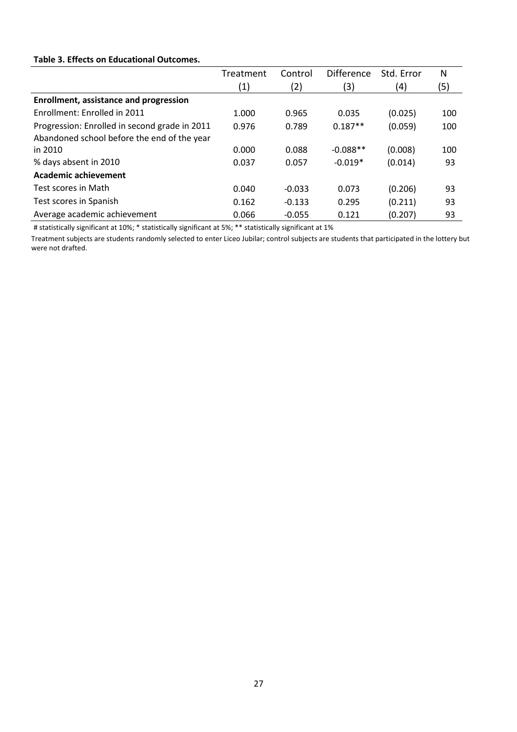**Table 3. Effects on Educational Outcomes.**

| | Treatment (1) | Control (2) | Difference (3) | Std. Error (4) | N (5) |
|---|---|---|---|---|---|
| **Enrollment, assistance and progression** | | | | | |
| Enrollment: Enrolled in 2011 | 1.000 | 0.965 | 0.035 | (0.025) | 100 |
| Progression: Enrolled in second grade in 2011 | 0.976 | 0.789 | 0.187** | (0.059) | 100 |
| Abandoned school before the end of the year in 2010 | 0.000 | 0.088 | -0.088** | (0.008) | 100 |
| % days absent in 2010 | 0.037 | 0.057 | -0.019* | (0.014) | 93 |
| **Academic achievement** | | | | | |
| Test scores in Math | 0.040 | -0.033 | 0.073 | (0.206) | 93 |
| Test scores in Spanish | 0.162 | -0.133 | 0.295 | (0.211) | 93 |
| Average academic achievement | 0.066 | -0.055 | 0.121 | (0.207) | 93 |

# statistically significant at 10%; * statistically significant at 5%; ** statistically significant at 1%

Treatment subjects are students randomly selected to enter Liceo Jubilar; control subjects are students that participated in the lottery but were not drafted.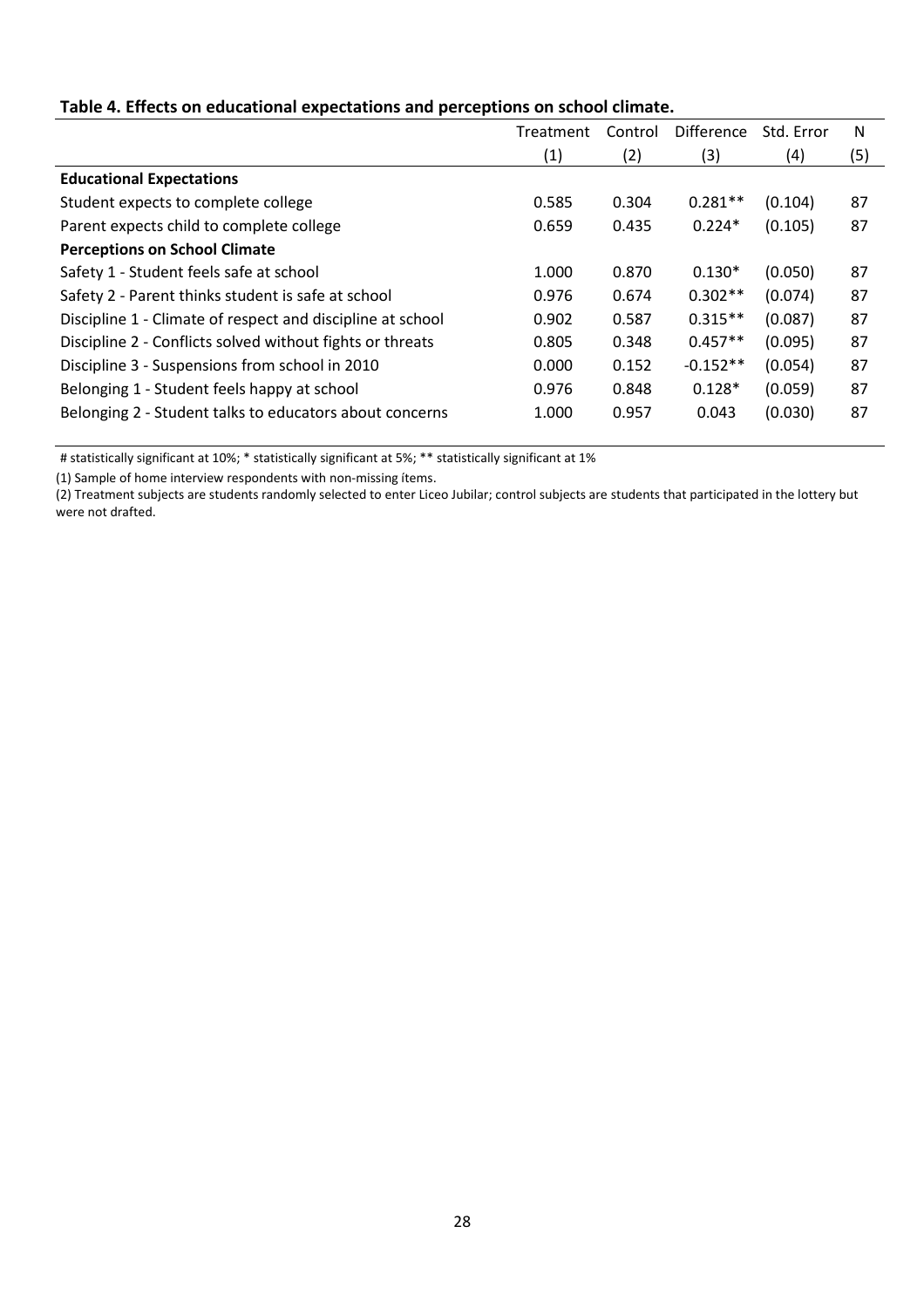**Table 4. Effects on educational expectations and perceptions on school climate.**

| | Treatment | Control | Difference | Std. Error | N |
|---|---|---|---|---|---|
| | (1) | (2) | (3) | (4) | (5) |
| **Educational Expectations** | | | | | |
| Student expects to complete college | 0.585 | 0.304 | 0.281** | (0.104) | 87 |
| Parent expects child to complete college | 0.659 | 0.435 | 0.224* | (0.105) | 87 |
| **Perceptions on School Climate** | | | | | |
| Safety 1 - Student feels safe at school | 1.000 | 0.870 | 0.130* | (0.050) | 87 |
| Safety 2 - Parent thinks student is safe at school | 0.976 | 0.674 | 0.302** | (0.074) | 87 |
| Discipline 1 - Climate of respect and discipline at school | 0.902 | 0.587 | 0.315** | (0.087) | 87 |
| Discipline 2 - Conflicts solved without fights or threats | 0.805 | 0.348 | 0.457** | (0.095) | 87 |
| Discipline 3 - Suspensions from school in 2010 | 0.000 | 0.152 | -0.152** | (0.054) | 87 |
| Belonging 1 - Student feels happy at school | 0.976 | 0.848 | 0.128* | (0.059) | 87 |
| Belonging 2 - Student talks to educators about concerns | 1.000 | 0.957 | 0.043 | (0.030) | 87 |

# statistically significant at 10%; * statistically significant at 5%; ** statistically significant at 1%

(1) Sample of home interview respondents with non-missing ítems.

(2) Treatment subjects are students randomly selected to enter Liceo Jubilar; control subjects are students that participated in the lottery but were not drafted.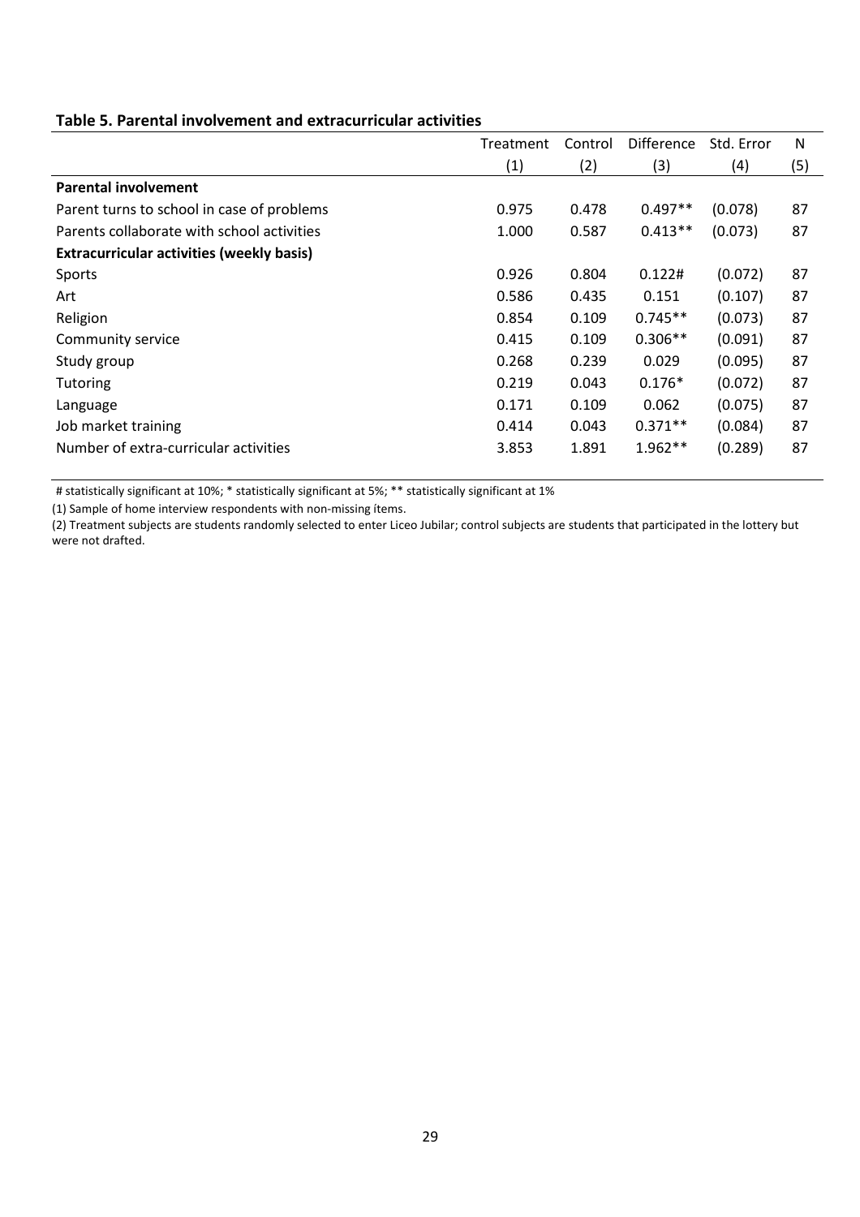**Table 5. Parental involvement and extracurricular activities**

| | Treatment | Control | Difference | Std. Error | N |
|---|---|---|---|---|---|
| | (1) | (2) | (3) | (4) | (5) |
| **Parental involvement** | | | | | |
| Parent turns to school in case of problems | 0.975 | 0.478 | 0.497** | (0.078) | 87 |
| Parents collaborate with school activities | 1.000 | 0.587 | 0.413** | (0.073) | 87 |
| **Extracurricular activities (weekly basis)** | | | | | |
| Sports | 0.926 | 0.804 | 0.122# | (0.072) | 87 |
| Art | 0.586 | 0.435 | 0.151 | (0.107) | 87 |
| Religion | 0.854 | 0.109 | 0.745** | (0.073) | 87 |
| Community service | 0.415 | 0.109 | 0.306** | (0.091) | 87 |
| Study group | 0.268 | 0.239 | 0.029 | (0.095) | 87 |
| Tutoring | 0.219 | 0.043 | 0.176* | (0.072) | 87 |
| Language | 0.171 | 0.109 | 0.062 | (0.075) | 87 |
| Job market training | 0.414 | 0.043 | 0.371** | (0.084) | 87 |
| Number of extra-curricular activities | 3.853 | 1.891 | 1.962** | (0.289) | 87 |

# statistically significant at 10%; * statistically significant at 5%; ** statistically significant at 1%

(1) Sample of home interview respondents with non-missing ítems.

(2) Treatment subjects are students randomly selected to enter Liceo Jubilar; control subjects are students that participated in the lottery but were not drafted.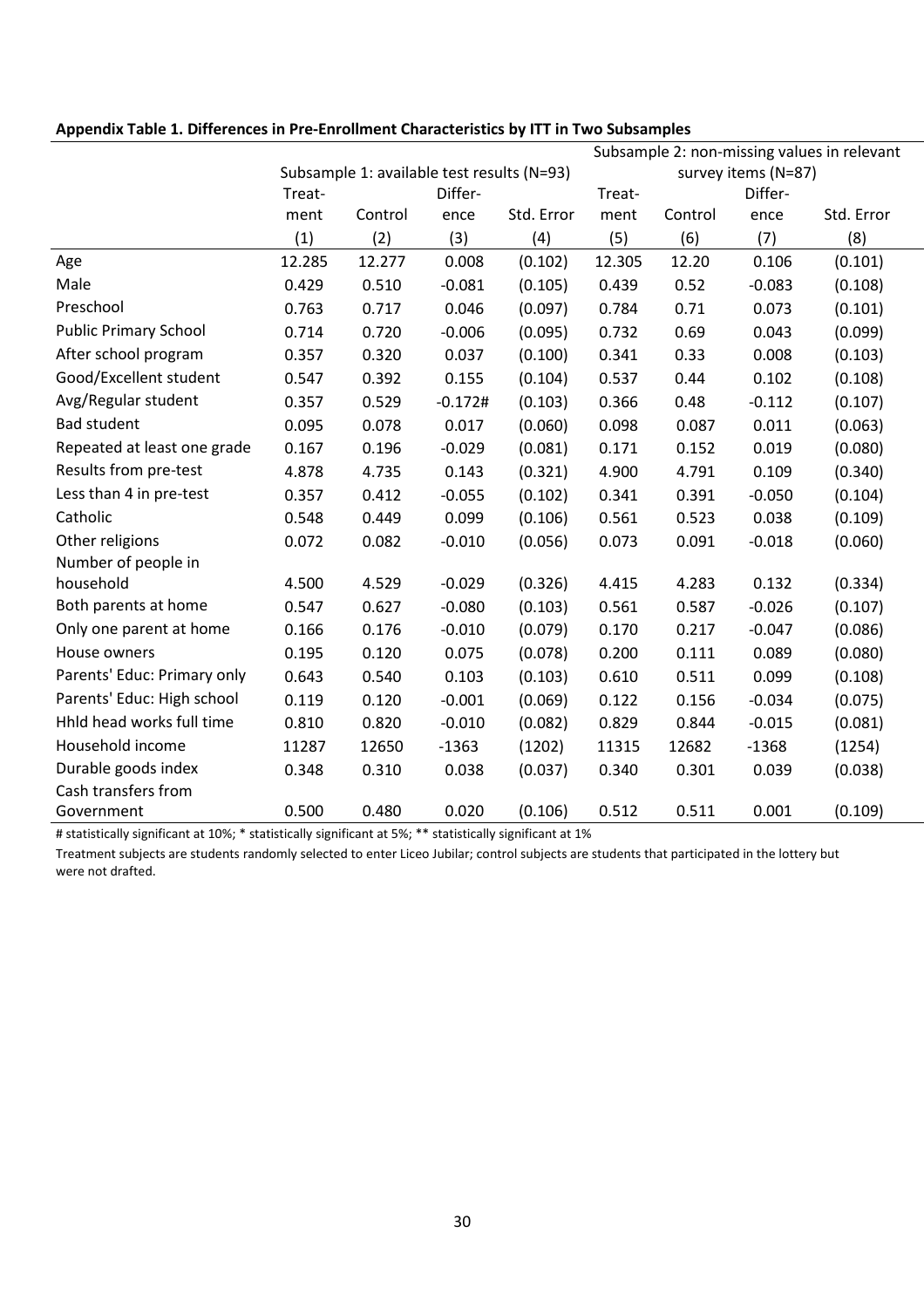**Appendix Table 1. Differences in Pre-Enrollment Characteristics by ITT in Two Subsamples**

| | Subsample 1: available test results (N=93) | | | | Subsample 2: non-missing values in relevant survey items (N=87) | | | |
|---|---|---|---|---|---|---|---|---|
| | Treatment | Control | Difference | Std. Error | Treatment | Control | Difference | Std. Error |
| | (1) | (2) | (3) | (4) | (5) | (6) | (7) | (8) |
| Age | 12.285 | 12.277 | 0.008 | (0.102) | 12.305 | 12.20 | 0.106 | (0.101) |
| Male | 0.429 | 0.510 | -0.081 | (0.105) | 0.439 | 0.52 | -0.083 | (0.108) |
| Preschool | 0.763 | 0.717 | 0.046 | (0.097) | 0.784 | 0.71 | 0.073 | (0.101) |
| Public Primary School | 0.714 | 0.720 | -0.006 | (0.095) | 0.732 | 0.69 | 0.043 | (0.099) |
| After school program | 0.357 | 0.320 | 0.037 | (0.100) | 0.341 | 0.33 | 0.008 | (0.103) |
| Good/Excellent student | 0.547 | 0.392 | 0.155 | (0.104) | 0.537 | 0.44 | 0.102 | (0.108) |
| Avg/Regular student | 0.357 | 0.529 | -0.172# | (0.103) | 0.366 | 0.48 | -0.112 | (0.107) |
| Bad student | 0.095 | 0.078 | 0.017 | (0.060) | 0.098 | 0.087 | 0.011 | (0.063) |
| Repeated at least one grade | 0.167 | 0.196 | -0.029 | (0.081) | 0.171 | 0.152 | 0.019 | (0.080) |
| Results from pre-test | 4.878 | 4.735 | 0.143 | (0.321) | 4.900 | 4.791 | 0.109 | (0.340) |
| Less than 4 in pre-test | 0.357 | 0.412 | -0.055 | (0.102) | 0.341 | 0.391 | -0.050 | (0.104) |
| Catholic | 0.548 | 0.449 | 0.099 | (0.106) | 0.561 | 0.523 | 0.038 | (0.109) |
| Other religions | 0.072 | 0.082 | -0.010 | (0.056) | 0.073 | 0.091 | -0.018 | (0.060) |
| Number of people in household | 4.500 | 4.529 | -0.029 | (0.326) | 4.415 | 4.283 | 0.132 | (0.334) |
| Both parents at home | 0.547 | 0.627 | -0.080 | (0.103) | 0.561 | 0.587 | -0.026 | (0.107) |
| Only one parent at home | 0.166 | 0.176 | -0.010 | (0.079) | 0.170 | 0.217 | -0.047 | (0.086) |
| House owners | 0.195 | 0.120 | 0.075 | (0.078) | 0.200 | 0.111 | 0.089 | (0.080) |
| Parents' Educ: Primary only | 0.643 | 0.540 | 0.103 | (0.103) | 0.610 | 0.511 | 0.099 | (0.108) |
| Parents' Educ: High school | 0.119 | 0.120 | -0.001 | (0.069) | 0.122 | 0.156 | -0.034 | (0.075) |
| Hhld head works full time | 0.810 | 0.820 | -0.010 | (0.082) | 0.829 | 0.844 | -0.015 | (0.081) |
| Household income | 11287 | 12650 | -1363 | (1202) | 11315 | 12682 | -1368 | (1254) |
| Durable goods index | 0.348 | 0.310 | 0.038 | (0.037) | 0.340 | 0.301 | 0.039 | (0.038) |
| Cash transfers from Government | 0.500 | 0.480 | 0.020 | (0.106) | 0.512 | 0.511 | 0.001 | (0.109) |

# statistically significant at 10%; * statistically significant at 5%; ** statistically significant at 1%

Treatment subjects are students randomly selected to enter Liceo Jubilar; control subjects are students that participated in the lottery but were not drafted.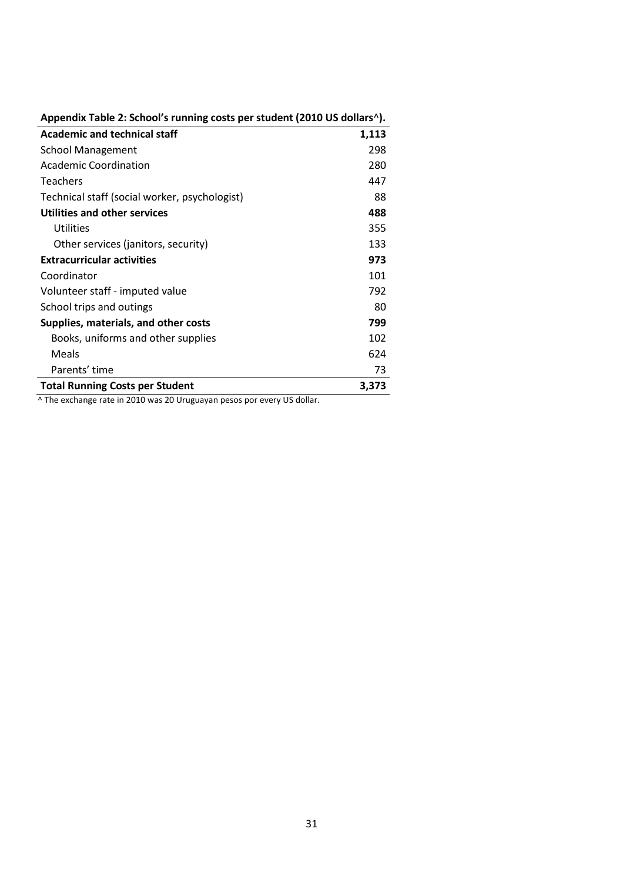**Appendix Table 2: School's running costs per student (2010 US dollars^).**

| | |
|---|---|
| **Academic and technical staff** | **1,113** |
| School Management | 298 |
| Academic Coordination | 280 |
| Teachers | 447 |
| Technical staff (social worker, psychologist) | 88 |
| **Utilities and other services** | **488** |
| Utilities | 355 |
| Other services (janitors, security) | 133 |
| **Extracurricular activities** | **973** |
| Coordinator | 101 |
| Volunteer staff - imputed value | 792 |
| School trips and outings | 80 |
| **Supplies, materials, and other costs** | **799** |
| Books, uniforms and other supplies | 102 |
| Meals | 624 |
| Parents' time | 73 |
| **Total Running Costs per Student** | **3,373** |

^ The exchange rate in 2010 was 20 Uruguayan pesos por every US dollar.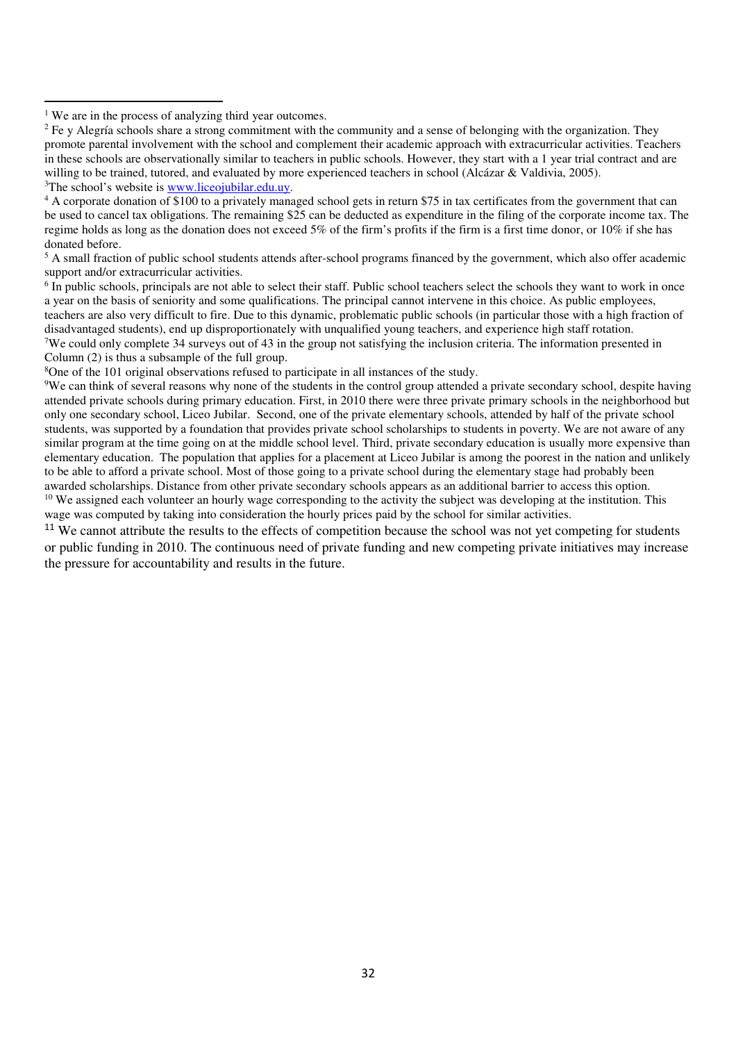[1] We are in the process of analyzing third year outcomes.

[2] Fe y Alegría schools share a strong commitment with the community and a sense of belonging with the organization. They promote parental involvement with the school and complement their academic approach with extracurricular activities. Teachers in these schools are observationally similar to teachers in public schools. However, they start with a 1 year trial contract and are willing to be trained, tutored, and evaluated by more experienced teachers in school (Alcázar & Valdivia, 2005).

[3] The school's website is [www.liceojubilar.edu.uy](http://www.liceojubilar.edu.uy).

[4] A corporate donation of $100 to a privately managed school gets in return $75 in tax certificates from the government that can be used to cancel tax obligations. The remaining $25 can be deducted as expenditure in the filing of the corporate income tax. The regime holds as long as the donation does not exceed 5% of the firm's profits if the firm is a first time donor, or 10% if she has donated before.

[5] A small fraction of public school students attends after-school programs financed by the government, which also offer academic support and/or extracurricular activities.

[6] In public schools, principals are not able to select their staff. Public school teachers select the schools they want to work in once a year on the basis of seniority and some qualifications. The principal cannot intervene in this choice. As public employees, teachers are also very difficult to fire. Due to this dynamic, problematic public schools (in particular those with a high fraction of disadvantaged students), end up disproportionately with unqualified young teachers, and experience high staff rotation.

[7] We could only complete 34 surveys out of 43 in the group not satisfying the inclusion criteria. The information presented in Column (2) is thus a subsample of the full group.

[8] One of the 101 original observations refused to participate in all instances of the study.

[9] We can think of several reasons why none of the students in the control group attended a private secondary school, despite having attended private schools during primary education. First, in 2010 there were three private primary schools in the neighborhood but only one secondary school, Liceo Jubilar. Second, one of the private elementary schools, attended by half of the private school students, was supported by a foundation that provides private school scholarships to students in poverty. We are not aware of any similar program at the time going on at the middle school level. Third, private secondary education is usually more expensive than elementary education. The population that applies for a placement at Liceo Jubilar is among the poorest in the nation and unlikely to be able to afford a private school. Most of those going to a private school during the elementary stage had probably been awarded scholarships. Distance from other private secondary schools appears as an additional barrier to access this option.

[10] We assigned each volunteer an hourly wage corresponding to the activity the subject was developing at the institution. This wage was computed by taking into consideration the hourly prices paid by the school for similar activities.

[11] We cannot attribute the results to the effects of competition because the school was not yet competing for students or public funding in 2010. The continuous need of private funding and new competing private initiatives may increase the pressure for accountability and results in the future.